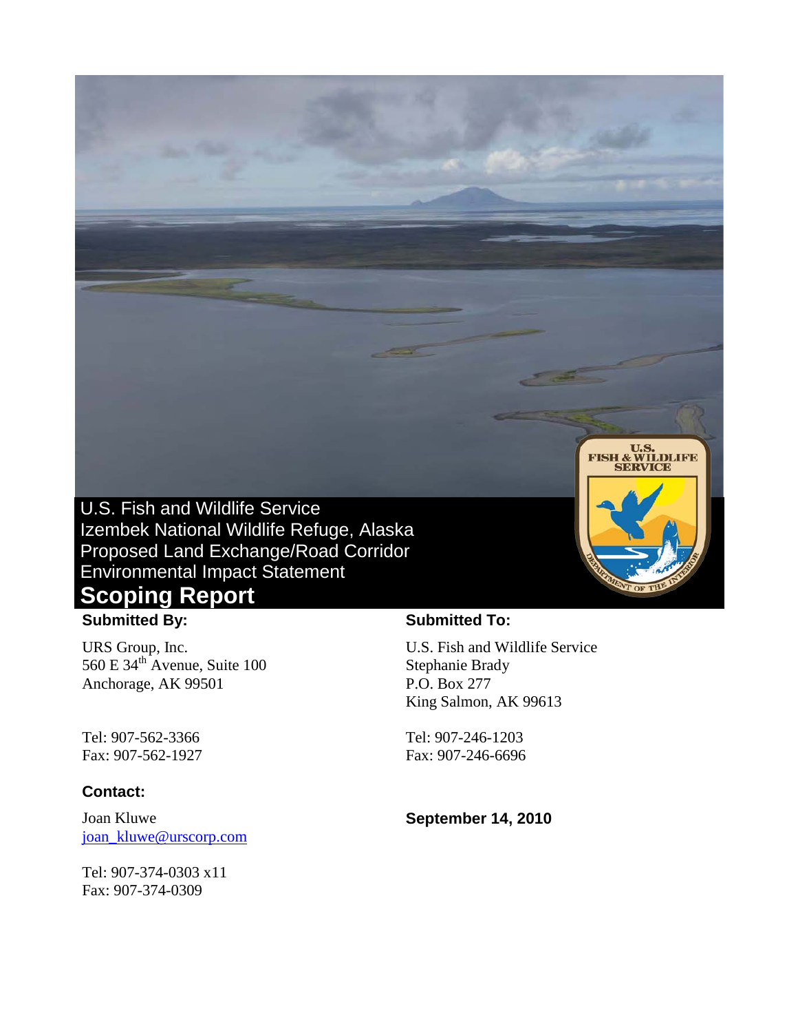U.S. Fish and Wildlife Service
Izembek National Wildlife Refuge, Alaska
Proposed Land Exchange/Road Corridor
Environmental Impact Statement

# Scoping Report

**Submitted By:**

URS Group, Inc.
560 E 34th Avenue, Suite 100
Anchorage, AK 99501

Tel: 907-562-3366
Fax: 907-562-1927

**Contact:**

Joan Kluwe
joan_kluwe@urscorp.com

Tel: 907-374-0303 x11
Fax: 907-374-0309

**Submitted To:**

U.S. Fish and Wildlife Service
Stephanie Brady
P.O. Box 277
King Salmon, AK 99613

Tel: 907-246-1203
Fax: 907-246-6696

**September 14, 2010**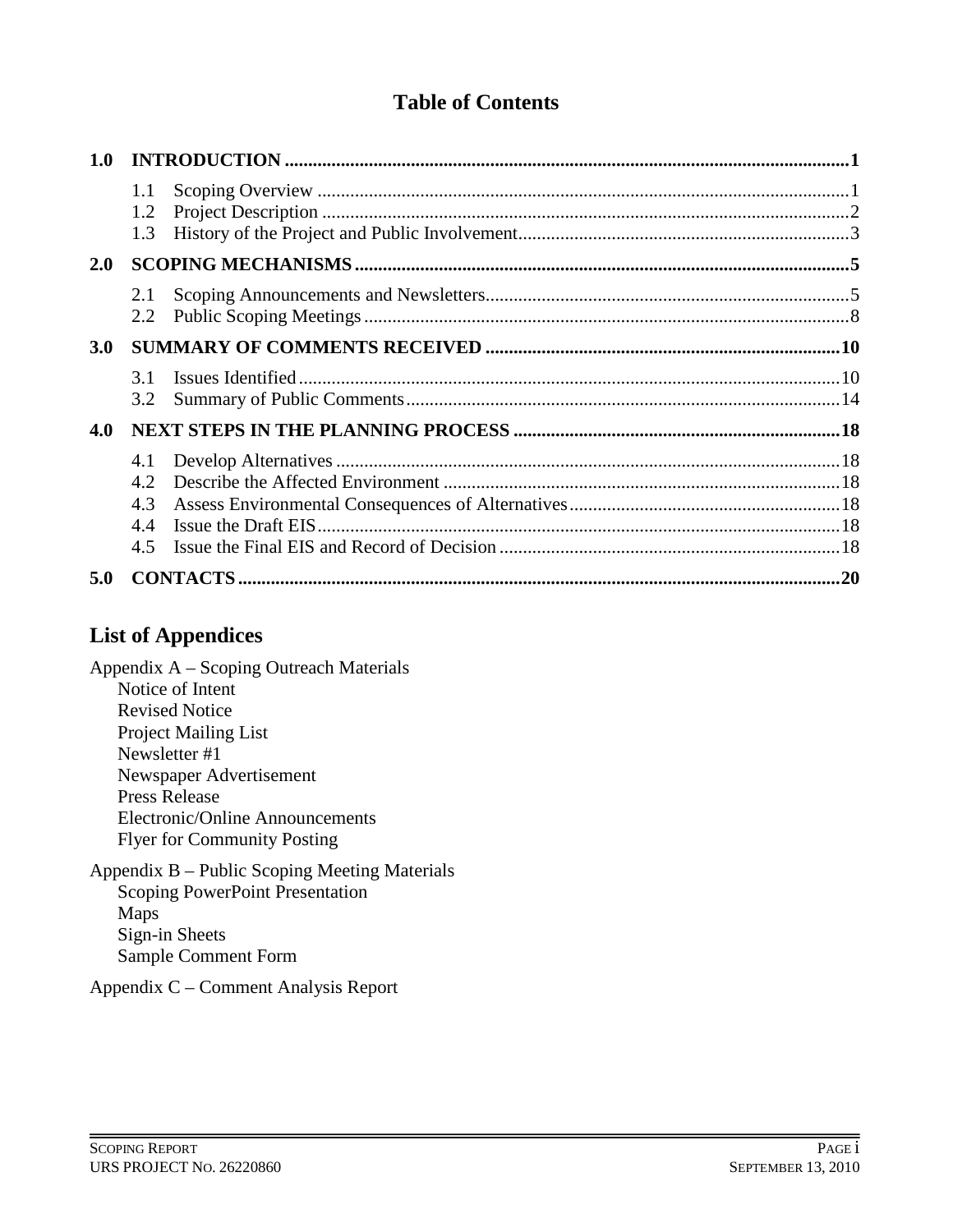# Table of Contents

| | | |
|---|---|---|
| **1.0** | **INTRODUCTION** | **1** |
| 1.1 | Scoping Overview | 1 |
| 1.2 | Project Description | 2 |
| 1.3 | History of the Project and Public Involvement | 3 |
| **2.0** | **SCOPING MECHANISMS** | **5** |
| 2.1 | Scoping Announcements and Newsletters | 5 |
| 2.2 | Public Scoping Meetings | 8 |
| **3.0** | **SUMMARY OF COMMENTS RECEIVED** | **10** |
| 3.1 | Issues Identified | 10 |
| 3.2 | Summary of Public Comments | 14 |
| **4.0** | **NEXT STEPS IN THE PLANNING PROCESS** | **18** |
| 4.1 | Develop Alternatives | 18 |
| 4.2 | Describe the Affected Environment | 18 |
| 4.3 | Assess Environmental Consequences of Alternatives | 18 |
| 4.4 | Issue the Draft EIS | 18 |
| 4.5 | Issue the Final EIS and Record of Decision | 18 |
| **5.0** | **CONTACTS** | **20** |

## List of Appendices

Appendix A – Scoping Outreach Materials
- Notice of Intent
- Revised Notice
- Project Mailing List
- Newsletter #1
- Newspaper Advertisement
- Press Release
- Electronic/Online Announcements
- Flyer for Community Posting

Appendix B – Public Scoping Meeting Materials
- Scoping PowerPoint Presentation
- Maps
- Sign-in Sheets
- Sample Comment Form

Appendix C – Comment Analysis Report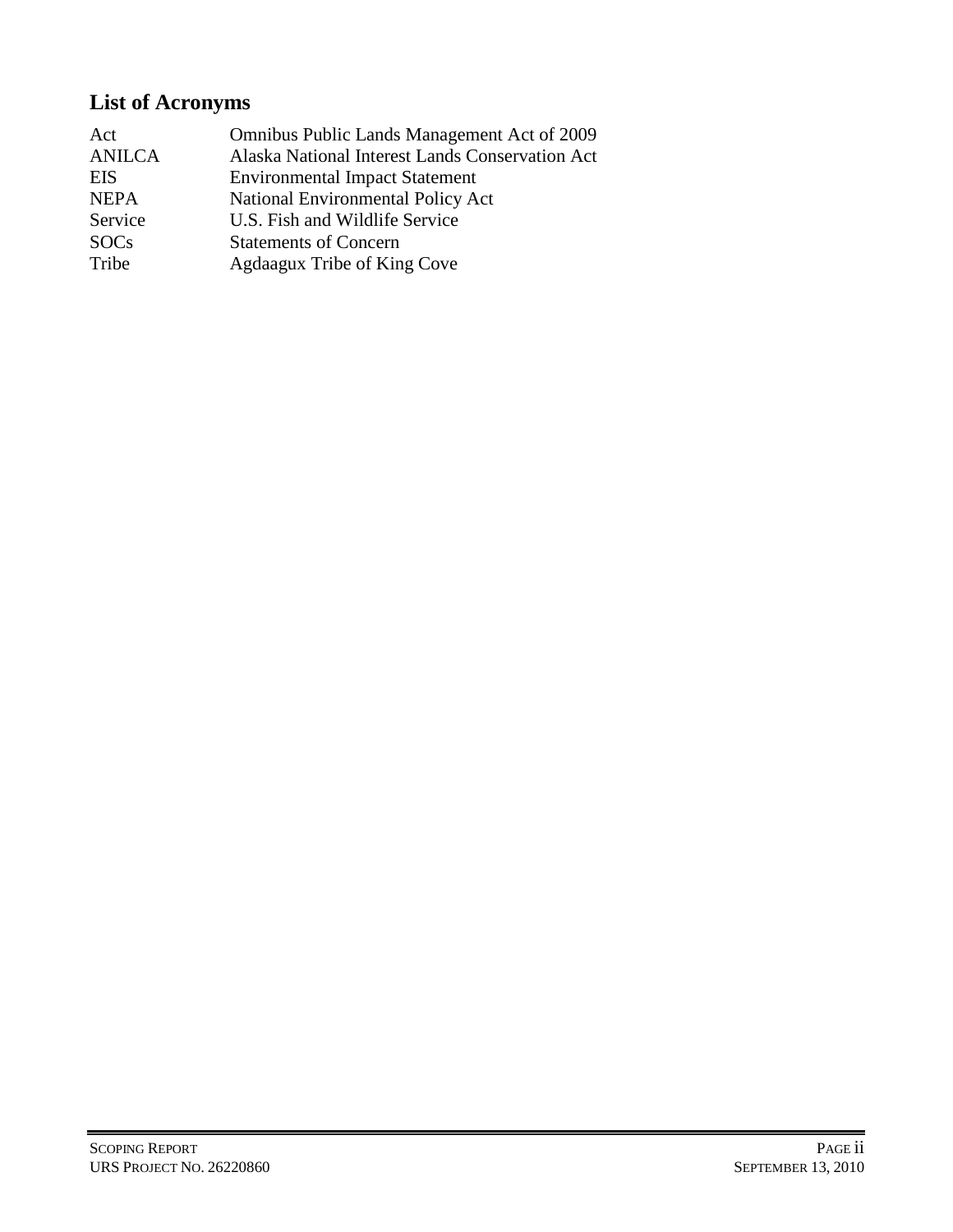## List of Acronyms

| | |
|---|---|
| Act | Omnibus Public Lands Management Act of 2009 |
| ANILCA | Alaska National Interest Lands Conservation Act |
| EIS | Environmental Impact Statement |
| NEPA | National Environmental Policy Act |
| Service | U.S. Fish and Wildlife Service |
| SOCs | Statements of Concern |
| Tribe | Agdaagux Tribe of King Cove |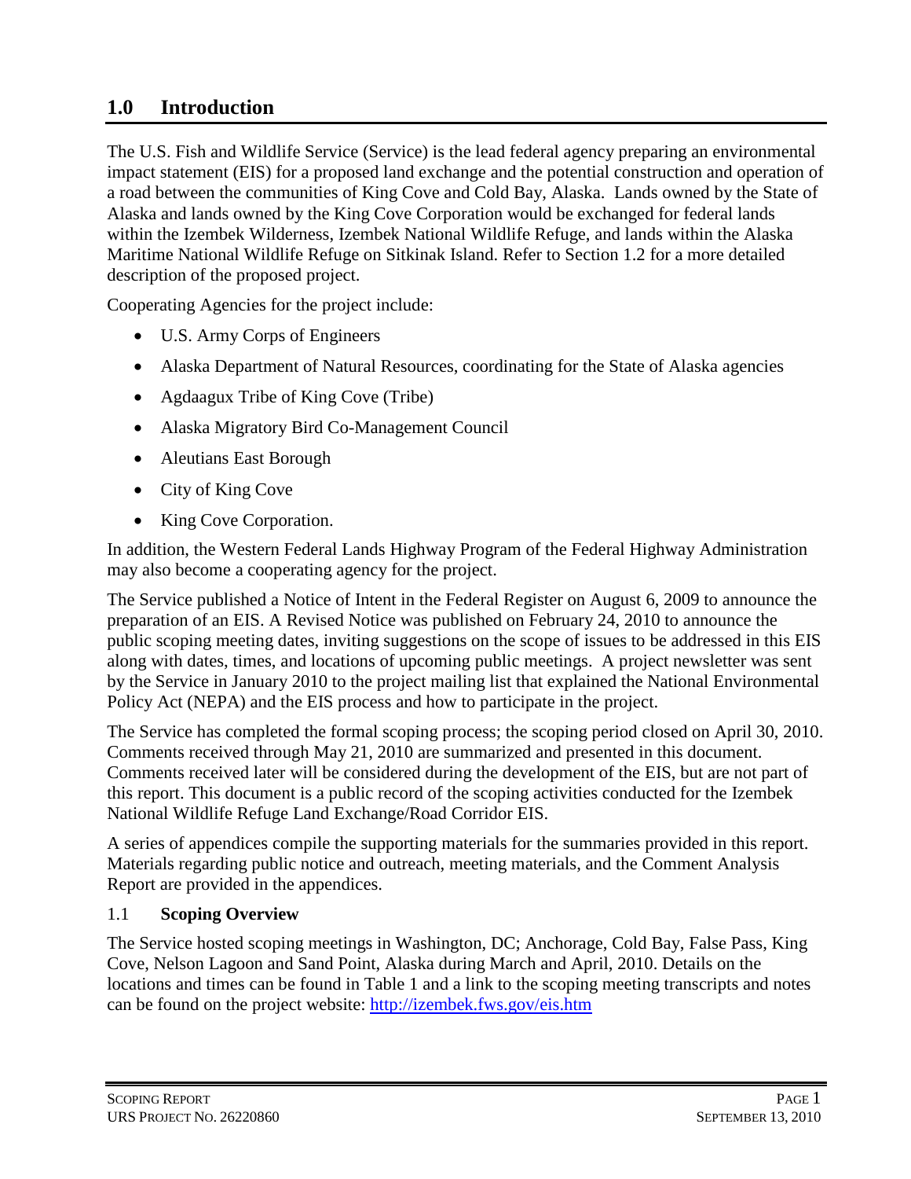# 1.0 Introduction

The U.S. Fish and Wildlife Service (Service) is the lead federal agency preparing an environmental impact statement (EIS) for a proposed land exchange and the potential construction and operation of a road between the communities of King Cove and Cold Bay, Alaska. Lands owned by the State of Alaska and lands owned by the King Cove Corporation would be exchanged for federal lands within the Izembek Wilderness, Izembek National Wildlife Refuge, and lands within the Alaska Maritime National Wildlife Refuge on Sitkinak Island. Refer to Section 1.2 for a more detailed description of the proposed project.

Cooperating Agencies for the project include:

- U.S. Army Corps of Engineers
- Alaska Department of Natural Resources, coordinating for the State of Alaska agencies
- Agdaagux Tribe of King Cove (Tribe)
- Alaska Migratory Bird Co-Management Council
- Aleutians East Borough
- City of King Cove
- King Cove Corporation.

In addition, the Western Federal Lands Highway Program of the Federal Highway Administration may also become a cooperating agency for the project.

The Service published a Notice of Intent in the Federal Register on August 6, 2009 to announce the preparation of an EIS. A Revised Notice was published on February 24, 2010 to announce the public scoping meeting dates, inviting suggestions on the scope of issues to be addressed in this EIS along with dates, times, and locations of upcoming public meetings. A project newsletter was sent by the Service in January 2010 to the project mailing list that explained the National Environmental Policy Act (NEPA) and the EIS process and how to participate in the project.

The Service has completed the formal scoping process; the scoping period closed on April 30, 2010. Comments received through May 21, 2010 are summarized and presented in this document. Comments received later will be considered during the development of the EIS, but are not part of this report. This document is a public record of the scoping activities conducted for the Izembek National Wildlife Refuge Land Exchange/Road Corridor EIS.

A series of appendices compile the supporting materials for the summaries provided in this report. Materials regarding public notice and outreach, meeting materials, and the Comment Analysis Report are provided in the appendices.

## 1.1 Scoping Overview

The Service hosted scoping meetings in Washington, DC; Anchorage, Cold Bay, False Pass, King Cove, Nelson Lagoon and Sand Point, Alaska during March and April, 2010. Details on the locations and times can be found in Table 1 and a link to the scoping meeting transcripts and notes can be found on the project website: http://izembek.fws.gov/eis.htm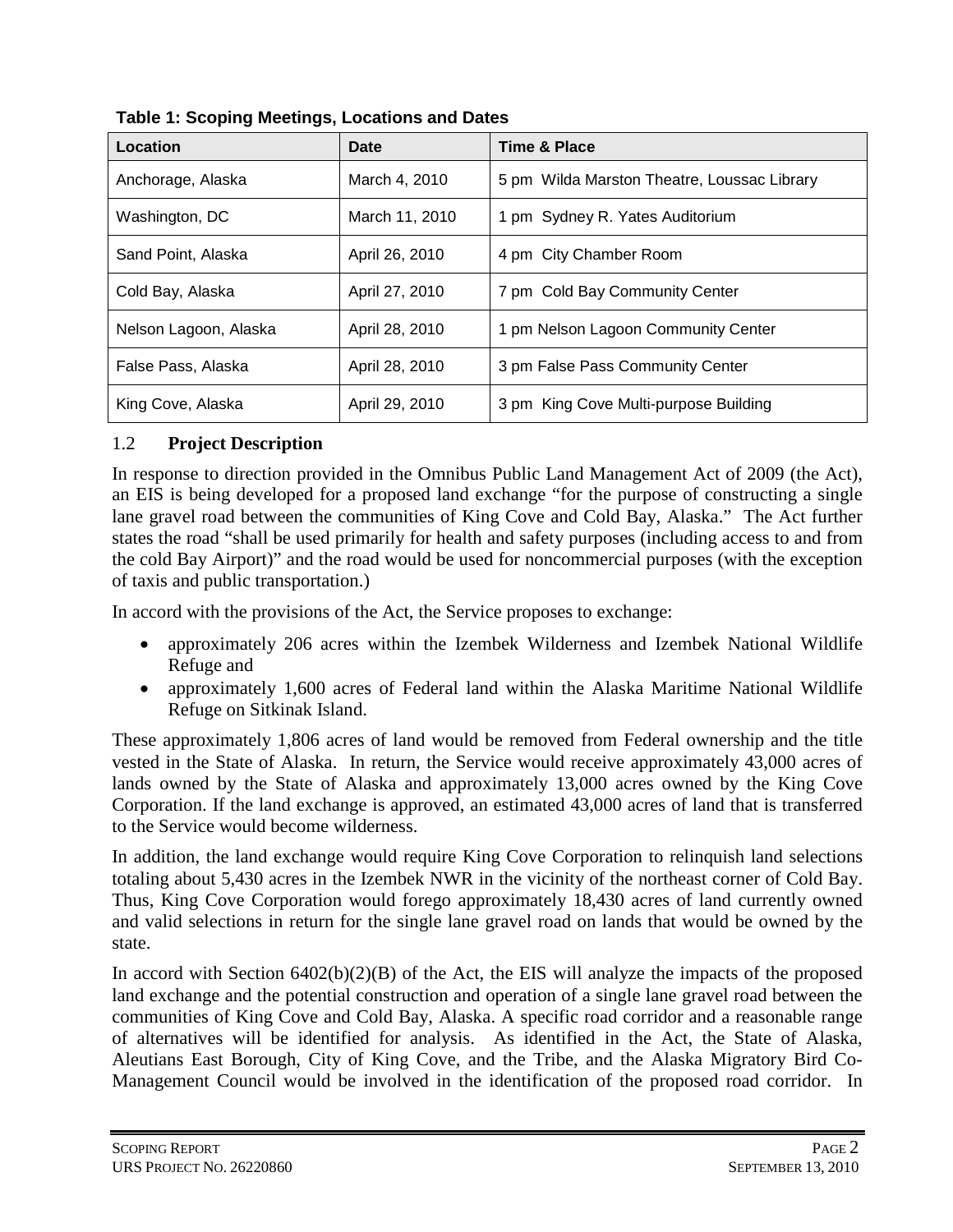**Table 1: Scoping Meetings, Locations and Dates**

| Location | Date | Time & Place |
| --- | --- | --- |
| Anchorage, Alaska | March 4, 2010 | 5 pm Wilda Marston Theatre, Loussac Library |
| Washington, DC | March 11, 2010 | 1 pm Sydney R. Yates Auditorium |
| Sand Point, Alaska | April 26, 2010 | 4 pm City Chamber Room |
| Cold Bay, Alaska | April 27, 2010 | 7 pm Cold Bay Community Center |
| Nelson Lagoon, Alaska | April 28, 2010 | 1 pm Nelson Lagoon Community Center |
| False Pass, Alaska | April 28, 2010 | 3 pm False Pass Community Center |
| King Cove, Alaska | April 29, 2010 | 3 pm King Cove Multi-purpose Building |

## 1.2 Project Description

In response to direction provided in the Omnibus Public Land Management Act of 2009 (the Act), an EIS is being developed for a proposed land exchange "for the purpose of constructing a single lane gravel road between the communities of King Cove and Cold Bay, Alaska." The Act further states the road "shall be used primarily for health and safety purposes (including access to and from the cold Bay Airport)" and the road would be used for noncommercial purposes (with the exception of taxis and public transportation.)

In accord with the provisions of the Act, the Service proposes to exchange:

- approximately 206 acres within the Izembek Wilderness and Izembek National Wildlife Refuge and
- approximately 1,600 acres of Federal land within the Alaska Maritime National Wildlife Refuge on Sitkinak Island.

These approximately 1,806 acres of land would be removed from Federal ownership and the title vested in the State of Alaska. In return, the Service would receive approximately 43,000 acres of lands owned by the State of Alaska and approximately 13,000 acres owned by the King Cove Corporation. If the land exchange is approved, an estimated 43,000 acres of land that is transferred to the Service would become wilderness.

In addition, the land exchange would require King Cove Corporation to relinquish land selections totaling about 5,430 acres in the Izembek NWR in the vicinity of the northeast corner of Cold Bay. Thus, King Cove Corporation would forego approximately 18,430 acres of land currently owned and valid selections in return for the single lane gravel road on lands that would be owned by the state.

In accord with Section 6402(b)(2)(B) of the Act, the EIS will analyze the impacts of the proposed land exchange and the potential construction and operation of a single lane gravel road between the communities of King Cove and Cold Bay, Alaska. A specific road corridor and a reasonable range of alternatives will be identified for analysis. As identified in the Act, the State of Alaska, Aleutians East Borough, City of King Cove, and the Tribe, and the Alaska Migratory Bird Co-Management Council would be involved in the identification of the proposed road corridor. In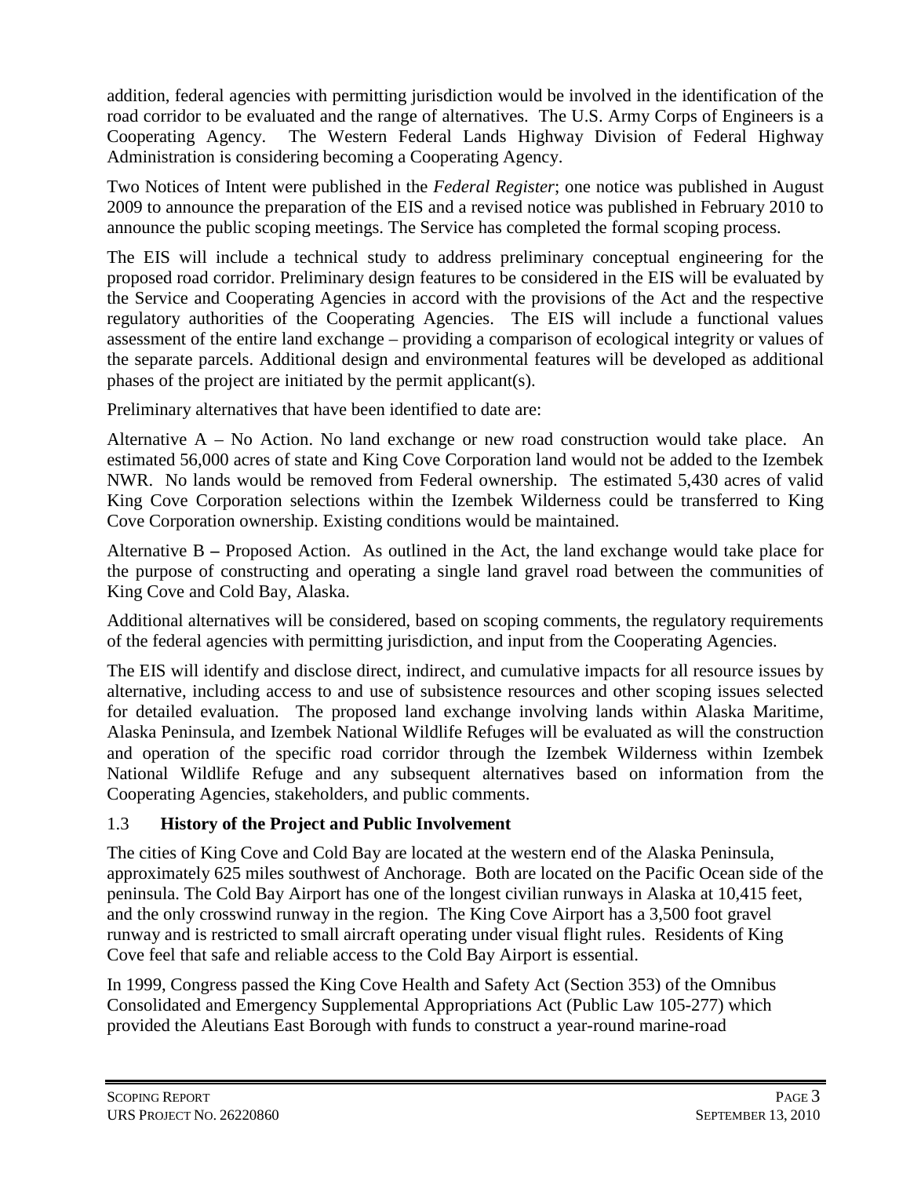addition, federal agencies with permitting jurisdiction would be involved in the identification of the road corridor to be evaluated and the range of alternatives. The U.S. Army Corps of Engineers is a Cooperating Agency. The Western Federal Lands Highway Division of Federal Highway Administration is considering becoming a Cooperating Agency.

Two Notices of Intent were published in the *Federal Register*; one notice was published in August 2009 to announce the preparation of the EIS and a revised notice was published in February 2010 to announce the public scoping meetings. The Service has completed the formal scoping process.

The EIS will include a technical study to address preliminary conceptual engineering for the proposed road corridor. Preliminary design features to be considered in the EIS will be evaluated by the Service and Cooperating Agencies in accord with the provisions of the Act and the respective regulatory authorities of the Cooperating Agencies. The EIS will include a functional values assessment of the entire land exchange – providing a comparison of ecological integrity or values of the separate parcels. Additional design and environmental features will be developed as additional phases of the project are initiated by the permit applicant(s).

Preliminary alternatives that have been identified to date are:

Alternative A – No Action. No land exchange or new road construction would take place. An estimated 56,000 acres of state and King Cove Corporation land would not be added to the Izembek NWR. No lands would be removed from Federal ownership. The estimated 5,430 acres of valid King Cove Corporation selections within the Izembek Wilderness could be transferred to King Cove Corporation ownership. Existing conditions would be maintained.

Alternative B **–** Proposed Action. As outlined in the Act, the land exchange would take place for the purpose of constructing and operating a single land gravel road between the communities of King Cove and Cold Bay, Alaska.

Additional alternatives will be considered, based on scoping comments, the regulatory requirements of the federal agencies with permitting jurisdiction, and input from the Cooperating Agencies.

The EIS will identify and disclose direct, indirect, and cumulative impacts for all resource issues by alternative, including access to and use of subsistence resources and other scoping issues selected for detailed evaluation. The proposed land exchange involving lands within Alaska Maritime, Alaska Peninsula, and Izembek National Wildlife Refuges will be evaluated as will the construction and operation of the specific road corridor through the Izembek Wilderness within Izembek National Wildlife Refuge and any subsequent alternatives based on information from the Cooperating Agencies, stakeholders, and public comments.

### 1.3 **History of the Project and Public Involvement**

The cities of King Cove and Cold Bay are located at the western end of the Alaska Peninsula, approximately 625 miles southwest of Anchorage. Both are located on the Pacific Ocean side of the peninsula. The Cold Bay Airport has one of the longest civilian runways in Alaska at 10,415 feet, and the only crosswind runway in the region. The King Cove Airport has a 3,500 foot gravel runway and is restricted to small aircraft operating under visual flight rules. Residents of King Cove feel that safe and reliable access to the Cold Bay Airport is essential.

In 1999, Congress passed the King Cove Health and Safety Act (Section 353) of the Omnibus Consolidated and Emergency Supplemental Appropriations Act (Public Law 105-277) which provided the Aleutians East Borough with funds to construct a year-round marine-road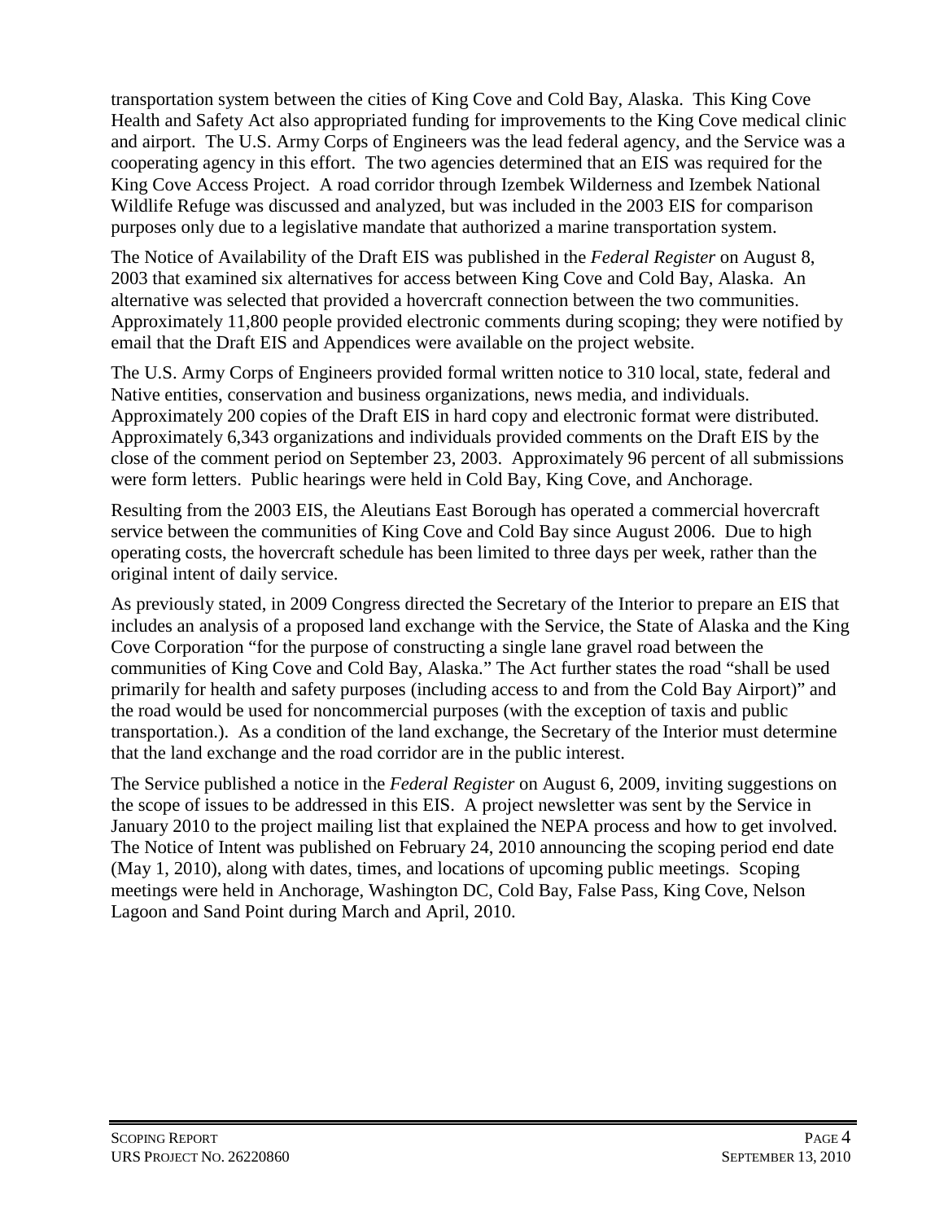transportation system between the cities of King Cove and Cold Bay, Alaska. This King Cove Health and Safety Act also appropriated funding for improvements to the King Cove medical clinic and airport. The U.S. Army Corps of Engineers was the lead federal agency, and the Service was a cooperating agency in this effort. The two agencies determined that an EIS was required for the King Cove Access Project. A road corridor through Izembek Wilderness and Izembek National Wildlife Refuge was discussed and analyzed, but was included in the 2003 EIS for comparison purposes only due to a legislative mandate that authorized a marine transportation system.

The Notice of Availability of the Draft EIS was published in the *Federal Register* on August 8, 2003 that examined six alternatives for access between King Cove and Cold Bay, Alaska. An alternative was selected that provided a hovercraft connection between the two communities. Approximately 11,800 people provided electronic comments during scoping; they were notified by email that the Draft EIS and Appendices were available on the project website.

The U.S. Army Corps of Engineers provided formal written notice to 310 local, state, federal and Native entities, conservation and business organizations, news media, and individuals. Approximately 200 copies of the Draft EIS in hard copy and electronic format were distributed. Approximately 6,343 organizations and individuals provided comments on the Draft EIS by the close of the comment period on September 23, 2003. Approximately 96 percent of all submissions were form letters. Public hearings were held in Cold Bay, King Cove, and Anchorage.

Resulting from the 2003 EIS, the Aleutians East Borough has operated a commercial hovercraft service between the communities of King Cove and Cold Bay since August 2006. Due to high operating costs, the hovercraft schedule has been limited to three days per week, rather than the original intent of daily service.

As previously stated, in 2009 Congress directed the Secretary of the Interior to prepare an EIS that includes an analysis of a proposed land exchange with the Service, the State of Alaska and the King Cove Corporation "for the purpose of constructing a single lane gravel road between the communities of King Cove and Cold Bay, Alaska." The Act further states the road "shall be used primarily for health and safety purposes (including access to and from the Cold Bay Airport)" and the road would be used for noncommercial purposes (with the exception of taxis and public transportation.). As a condition of the land exchange, the Secretary of the Interior must determine that the land exchange and the road corridor are in the public interest.

The Service published a notice in the *Federal Register* on August 6, 2009, inviting suggestions on the scope of issues to be addressed in this EIS. A project newsletter was sent by the Service in January 2010 to the project mailing list that explained the NEPA process and how to get involved. The Notice of Intent was published on February 24, 2010 announcing the scoping period end date (May 1, 2010), along with dates, times, and locations of upcoming public meetings. Scoping meetings were held in Anchorage, Washington DC, Cold Bay, False Pass, King Cove, Nelson Lagoon and Sand Point during March and April, 2010.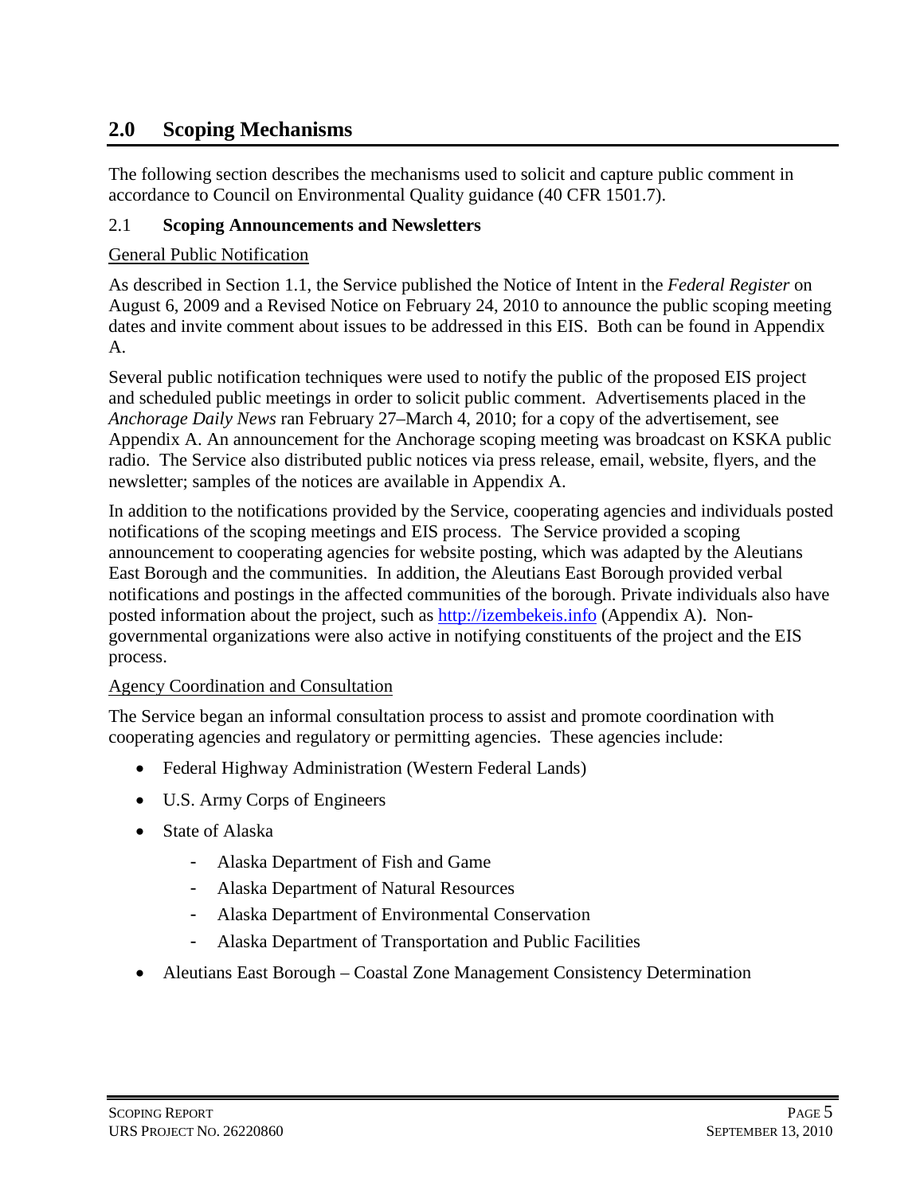## 2.0 Scoping Mechanisms

The following section describes the mechanisms used to solicit and capture public comment in accordance to Council on Environmental Quality guidance (40 CFR 1501.7).

### 2.1 Scoping Announcements and Newsletters

General Public Notification

As described in Section 1.1, the Service published the Notice of Intent in the *Federal Register* on August 6, 2009 and a Revised Notice on February 24, 2010 to announce the public scoping meeting dates and invite comment about issues to be addressed in this EIS. Both can be found in Appendix A.

Several public notification techniques were used to notify the public of the proposed EIS project and scheduled public meetings in order to solicit public comment. Advertisements placed in the *Anchorage Daily News* ran February 27–March 4, 2010; for a copy of the advertisement, see Appendix A. An announcement for the Anchorage scoping meeting was broadcast on KSKA public radio. The Service also distributed public notices via press release, email, website, flyers, and the newsletter; samples of the notices are available in Appendix A.

In addition to the notifications provided by the Service, cooperating agencies and individuals posted notifications of the scoping meetings and EIS process. The Service provided a scoping announcement to cooperating agencies for website posting, which was adapted by the Aleutians East Borough and the communities. In addition, the Aleutians East Borough provided verbal notifications and postings in the affected communities of the borough. Private individuals also have posted information about the project, such as [http://izembekeis.info](http://izembekeis.info) (Appendix A). Non-governmental organizations were also active in notifying constituents of the project and the EIS process.

Agency Coordination and Consultation

The Service began an informal consultation process to assist and promote coordination with cooperating agencies and regulatory or permitting agencies. These agencies include:

- Federal Highway Administration (Western Federal Lands)
- U.S. Army Corps of Engineers
- State of Alaska
  - Alaska Department of Fish and Game
  - Alaska Department of Natural Resources
  - Alaska Department of Environmental Conservation
  - Alaska Department of Transportation and Public Facilities
- Aleutians East Borough – Coastal Zone Management Consistency Determination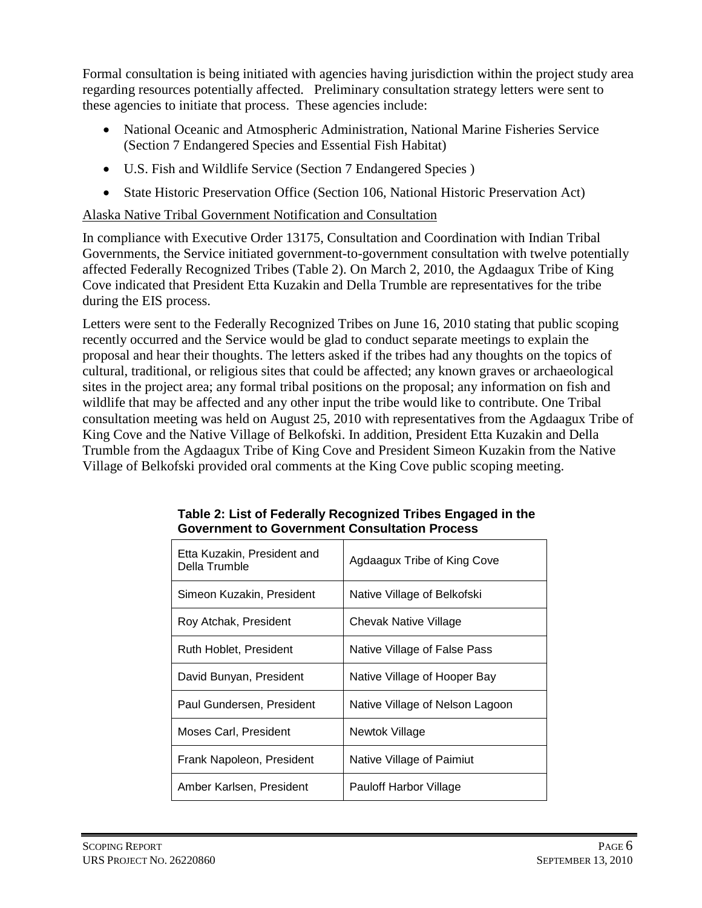Formal consultation is being initiated with agencies having jurisdiction within the project study area regarding resources potentially affected. Preliminary consultation strategy letters were sent to these agencies to initiate that process. These agencies include:

- National Oceanic and Atmospheric Administration, National Marine Fisheries Service (Section 7 Endangered Species and Essential Fish Habitat)
- U.S. Fish and Wildlife Service (Section 7 Endangered Species )
- State Historic Preservation Office (Section 106, National Historic Preservation Act)

Alaska Native Tribal Government Notification and Consultation

In compliance with Executive Order 13175, Consultation and Coordination with Indian Tribal Governments, the Service initiated government-to-government consultation with twelve potentially affected Federally Recognized Tribes (Table 2). On March 2, 2010, the Agdaagux Tribe of King Cove indicated that President Etta Kuzakin and Della Trumble are representatives for the tribe during the EIS process.

Letters were sent to the Federally Recognized Tribes on June 16, 2010 stating that public scoping recently occurred and the Service would be glad to conduct separate meetings to explain the proposal and hear their thoughts. The letters asked if the tribes had any thoughts on the topics of cultural, traditional, or religious sites that could be affected; any known graves or archaeological sites in the project area; any formal tribal positions on the proposal; any information on fish and wildlife that may be affected and any other input the tribe would like to contribute. One Tribal consultation meeting was held on August 25, 2010 with representatives from the Agdaagux Tribe of King Cove and the Native Village of Belkofski. In addition, President Etta Kuzakin and Della Trumble from the Agdaagux Tribe of King Cove and President Simeon Kuzakin from the Native Village of Belkofski provided oral comments at the King Cove public scoping meeting.

**Table 2: List of Federally Recognized Tribes Engaged in the Government to Government Consultation Process**

| | |
|---|---|
| Etta Kuzakin, President and Della Trumble | Agdaagux Tribe of King Cove |
| Simeon Kuzakin, President | Native Village of Belkofski |
| Roy Atchak, President | Chevak Native Village |
| Ruth Hoblet, President | Native Village of False Pass |
| David Bunyan, President | Native Village of Hooper Bay |
| Paul Gundersen, President | Native Village of Nelson Lagoon |
| Moses Carl, President | Newtok Village |
| Frank Napoleon, President | Native Village of Paimiut |
| Amber Karlsen, President | Pauloff Harbor Village |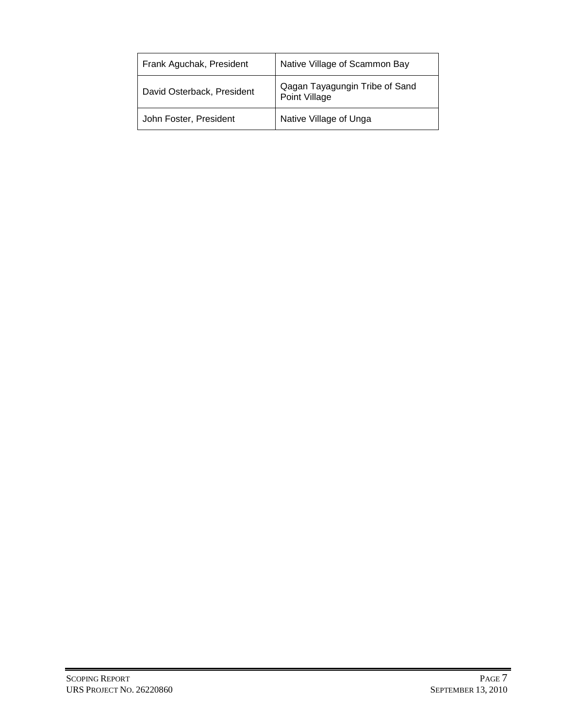| | |
|---|---|
| Frank Aguchak, President | Native Village of Scammon Bay |
| David Osterback, President | Qagan Tayagungin Tribe of Sand Point Village |
| John Foster, President | Native Village of Unga |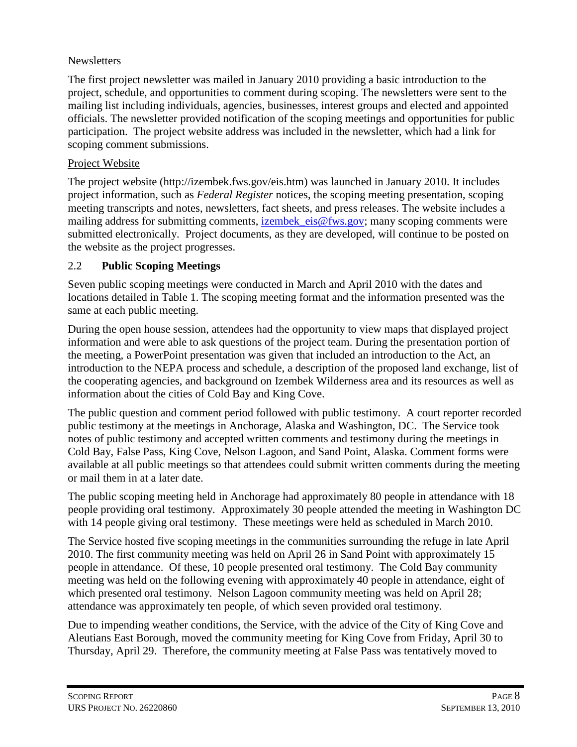Newsletters

The first project newsletter was mailed in January 2010 providing a basic introduction to the project, schedule, and opportunities to comment during scoping. The newsletters were sent to the mailing list including individuals, agencies, businesses, interest groups and elected and appointed officials. The newsletter provided notification of the scoping meetings and opportunities for public participation. The project website address was included in the newsletter, which had a link for scoping comment submissions.

Project Website

The project website (http://izembek.fws.gov/eis.htm) was launched in January 2010. It includes project information, such as *Federal Register* notices, the scoping meeting presentation, scoping meeting transcripts and notes, newsletters, fact sheets, and press releases. The website includes a mailing address for submitting comments, izembek_eis@fws.gov; many scoping comments were submitted electronically. Project documents, as they are developed, will continue to be posted on the website as the project progresses.

## 2.2 Public Scoping Meetings

Seven public scoping meetings were conducted in March and April 2010 with the dates and locations detailed in Table 1. The scoping meeting format and the information presented was the same at each public meeting.

During the open house session, attendees had the opportunity to view maps that displayed project information and were able to ask questions of the project team. During the presentation portion of the meeting, a PowerPoint presentation was given that included an introduction to the Act, an introduction to the NEPA process and schedule, a description of the proposed land exchange, list of the cooperating agencies, and background on Izembek Wilderness area and its resources as well as information about the cities of Cold Bay and King Cove.

The public question and comment period followed with public testimony. A court reporter recorded public testimony at the meetings in Anchorage, Alaska and Washington, DC. The Service took notes of public testimony and accepted written comments and testimony during the meetings in Cold Bay, False Pass, King Cove, Nelson Lagoon, and Sand Point, Alaska. Comment forms were available at all public meetings so that attendees could submit written comments during the meeting or mail them in at a later date.

The public scoping meeting held in Anchorage had approximately 80 people in attendance with 18 people providing oral testimony. Approximately 30 people attended the meeting in Washington DC with 14 people giving oral testimony. These meetings were held as scheduled in March 2010.

The Service hosted five scoping meetings in the communities surrounding the refuge in late April 2010. The first community meeting was held on April 26 in Sand Point with approximately 15 people in attendance. Of these, 10 people presented oral testimony. The Cold Bay community meeting was held on the following evening with approximately 40 people in attendance, eight of which presented oral testimony. Nelson Lagoon community meeting was held on April 28; attendance was approximately ten people, of which seven provided oral testimony.

Due to impending weather conditions, the Service, with the advice of the City of King Cove and Aleutians East Borough, moved the community meeting for King Cove from Friday, April 30 to Thursday, April 29. Therefore, the community meeting at False Pass was tentatively moved to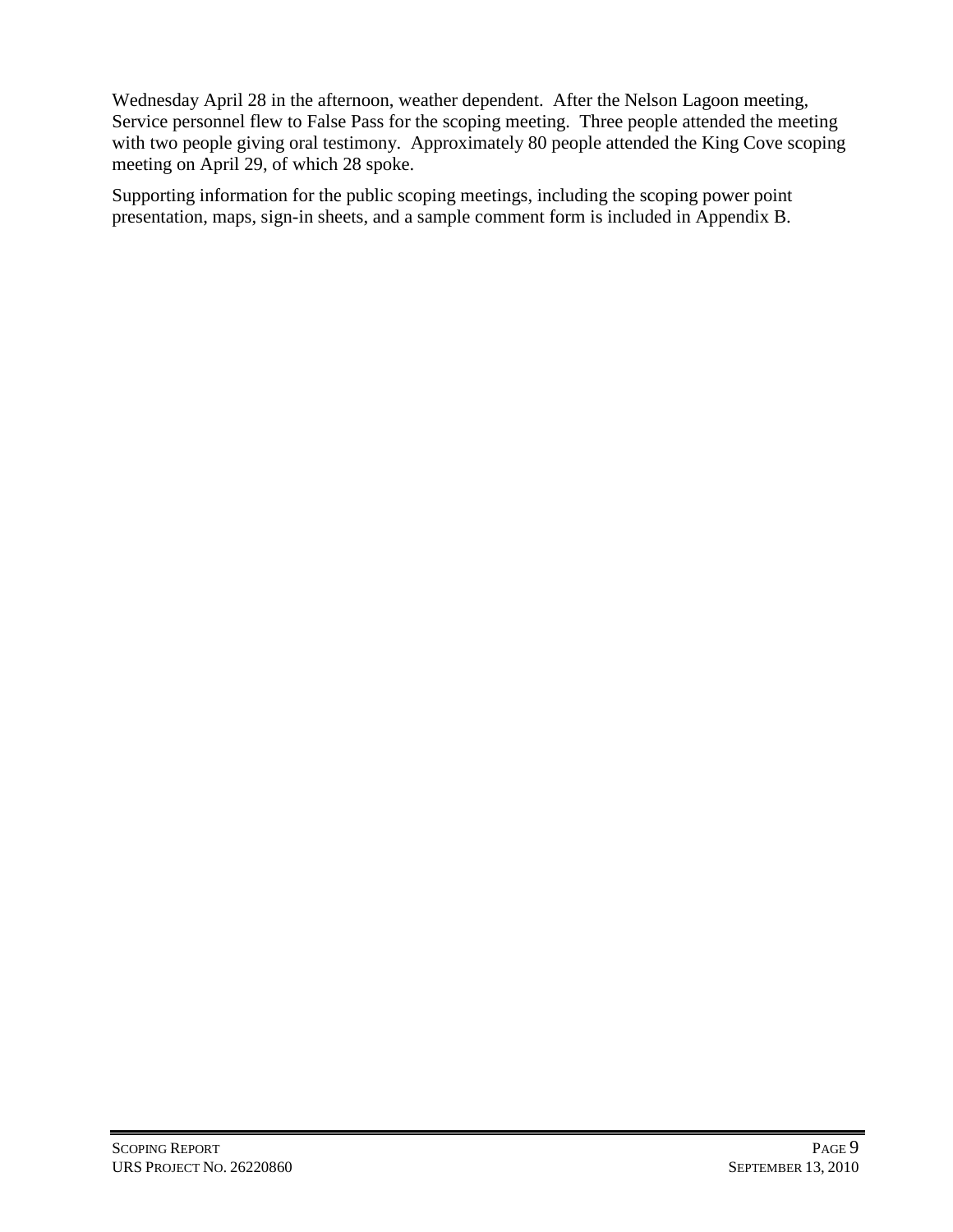Wednesday April 28 in the afternoon, weather dependent. After the Nelson Lagoon meeting, Service personnel flew to False Pass for the scoping meeting. Three people attended the meeting with two people giving oral testimony. Approximately 80 people attended the King Cove scoping meeting on April 29, of which 28 spoke.

Supporting information for the public scoping meetings, including the scoping power point presentation, maps, sign-in sheets, and a sample comment form is included in Appendix B.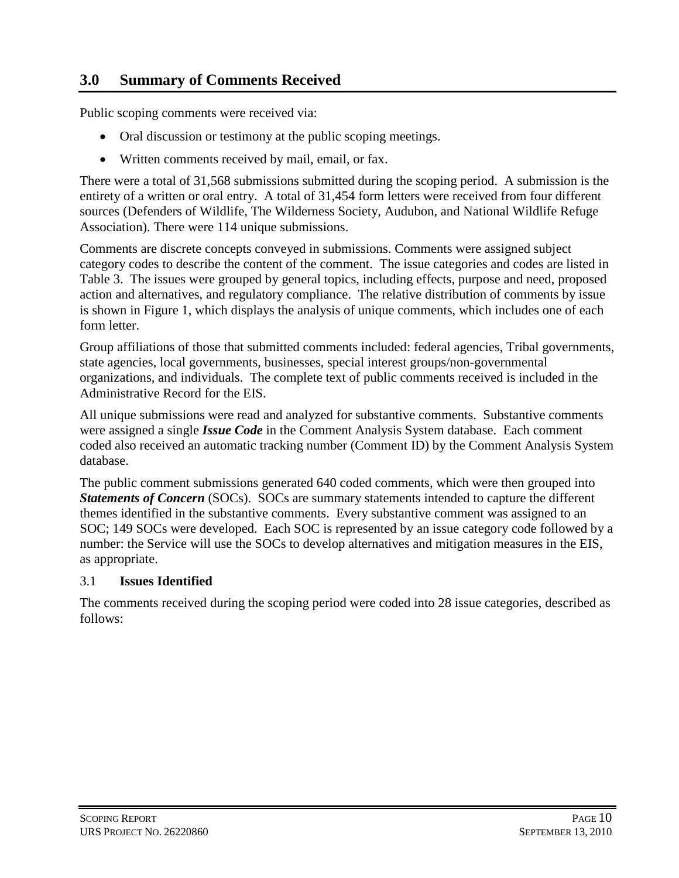## 3.0 Summary of Comments Received

Public scoping comments were received via:

- Oral discussion or testimony at the public scoping meetings.
- Written comments received by mail, email, or fax.

There were a total of 31,568 submissions submitted during the scoping period. A submission is the entirety of a written or oral entry. A total of 31,454 form letters were received from four different sources (Defenders of Wildlife, The Wilderness Society, Audubon, and National Wildlife Refuge Association). There were 114 unique submissions.

Comments are discrete concepts conveyed in submissions. Comments were assigned subject category codes to describe the content of the comment. The issue categories and codes are listed in Table 3. The issues were grouped by general topics, including effects, purpose and need, proposed action and alternatives, and regulatory compliance. The relative distribution of comments by issue is shown in Figure 1, which displays the analysis of unique comments, which includes one of each form letter.

Group affiliations of those that submitted comments included: federal agencies, Tribal governments, state agencies, local governments, businesses, special interest groups/non-governmental organizations, and individuals. The complete text of public comments received is included in the Administrative Record for the EIS.

All unique submissions were read and analyzed for substantive comments. Substantive comments were assigned a single ***Issue Code*** in the Comment Analysis System database. Each comment coded also received an automatic tracking number (Comment ID) by the Comment Analysis System database.

The public comment submissions generated 640 coded comments, which were then grouped into ***Statements of Concern*** (SOCs). SOCs are summary statements intended to capture the different themes identified in the substantive comments. Every substantive comment was assigned to an SOC; 149 SOCs were developed. Each SOC is represented by an issue category code followed by a number: the Service will use the SOCs to develop alternatives and mitigation measures in the EIS, as appropriate.

### 3.1 Issues Identified

The comments received during the scoping period were coded into 28 issue categories, described as follows: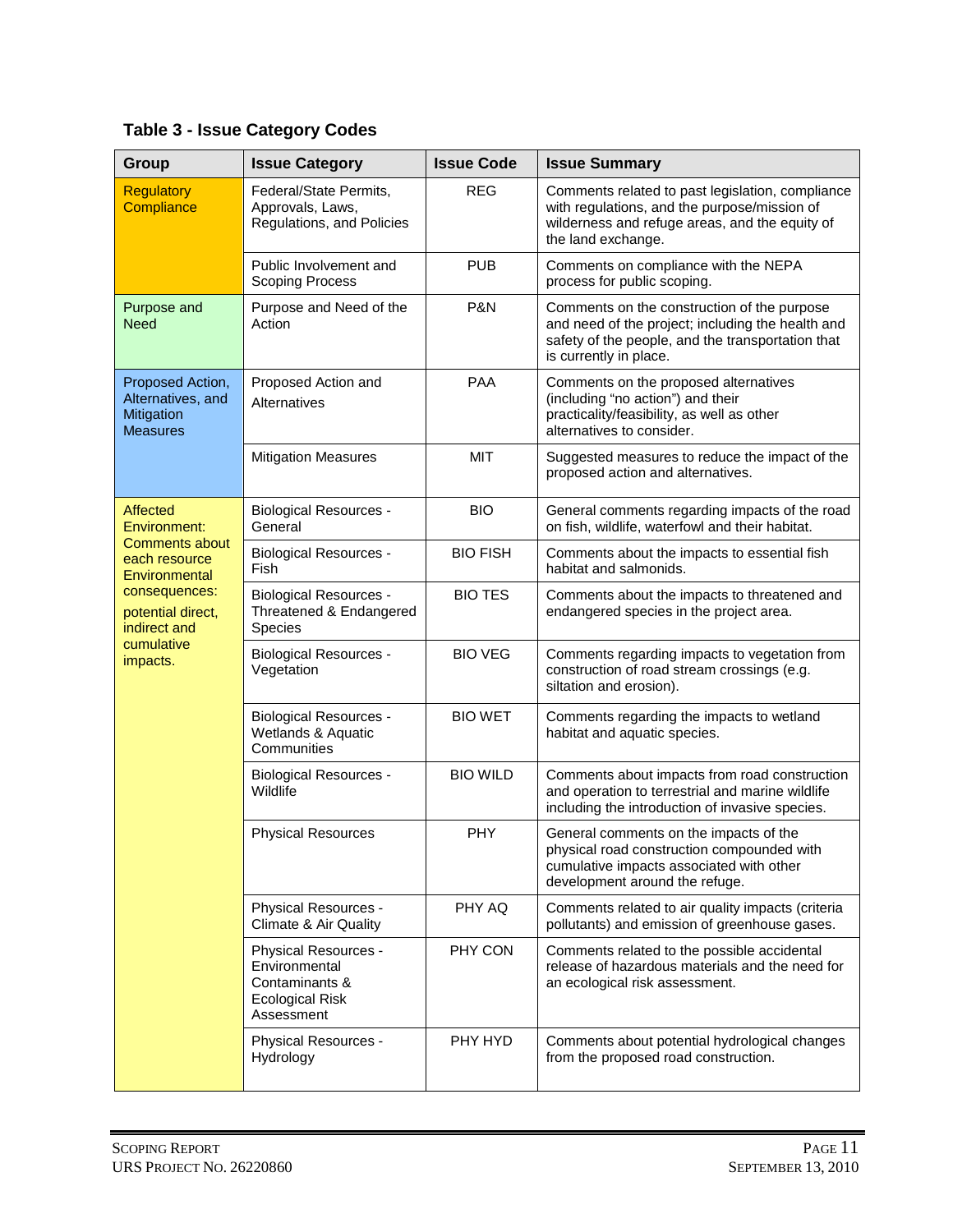**Table 3 - Issue Category Codes**

| Group | Issue Category | Issue Code | Issue Summary |
|---|---|---|---|
| Regulatory Compliance | Federal/State Permits, Approvals, Laws, Regulations, and Policies | REG | Comments related to past legislation, compliance with regulations, and the purpose/mission of wilderness and refuge areas, and the equity of the land exchange. |
| | Public Involvement and Scoping Process | PUB | Comments on compliance with the NEPA process for public scoping. |
| Purpose and Need | Purpose and Need of the Action | P&N | Comments on the construction of the purpose and need of the project; including the health and safety of the people, and the transportation that is currently in place. |
| Proposed Action, Alternatives, and Mitigation Measures | Proposed Action and Alternatives | PAA | Comments on the proposed alternatives (including "no action") and their practicality/feasibility, as well as other alternatives to consider. |
| | Mitigation Measures | MIT | Suggested measures to reduce the impact of the proposed action and alternatives. |
| Affected Environment: Comments about each resource Environmental consequences: potential direct, indirect and cumulative impacts. | Biological Resources - General | BIO | General comments regarding impacts of the road on fish, wildlife, waterfowl and their habitat. |
| | Biological Resources - Fish | BIO FISH | Comments about the impacts to essential fish habitat and salmonids. |
| | Biological Resources - Threatened & Endangered Species | BIO TES | Comments about the impacts to threatened and endangered species in the project area. |
| | Biological Resources - Vegetation | BIO VEG | Comments regarding impacts to vegetation from construction of road stream crossings (e.g. siltation and erosion). |
| | Biological Resources - Wetlands & Aquatic Communities | BIO WET | Comments regarding the impacts to wetland habitat and aquatic species. |
| | Biological Resources - Wildlife | BIO WILD | Comments about impacts from road construction and operation to terrestrial and marine wildlife including the introduction of invasive species. |
| | Physical Resources | PHY | General comments on the impacts of the physical road construction compounded with cumulative impacts associated with other development around the refuge. |
| | Physical Resources - Climate & Air Quality | PHY AQ | Comments related to air quality impacts (criteria pollutants) and emission of greenhouse gases. |
| | Physical Resources - Environmental Contaminants & Ecological Risk Assessment | PHY CON | Comments related to the possible accidental release of hazardous materials and the need for an ecological risk assessment. |
| | Physical Resources - Hydrology | PHY HYD | Comments about potential hydrological changes from the proposed road construction. |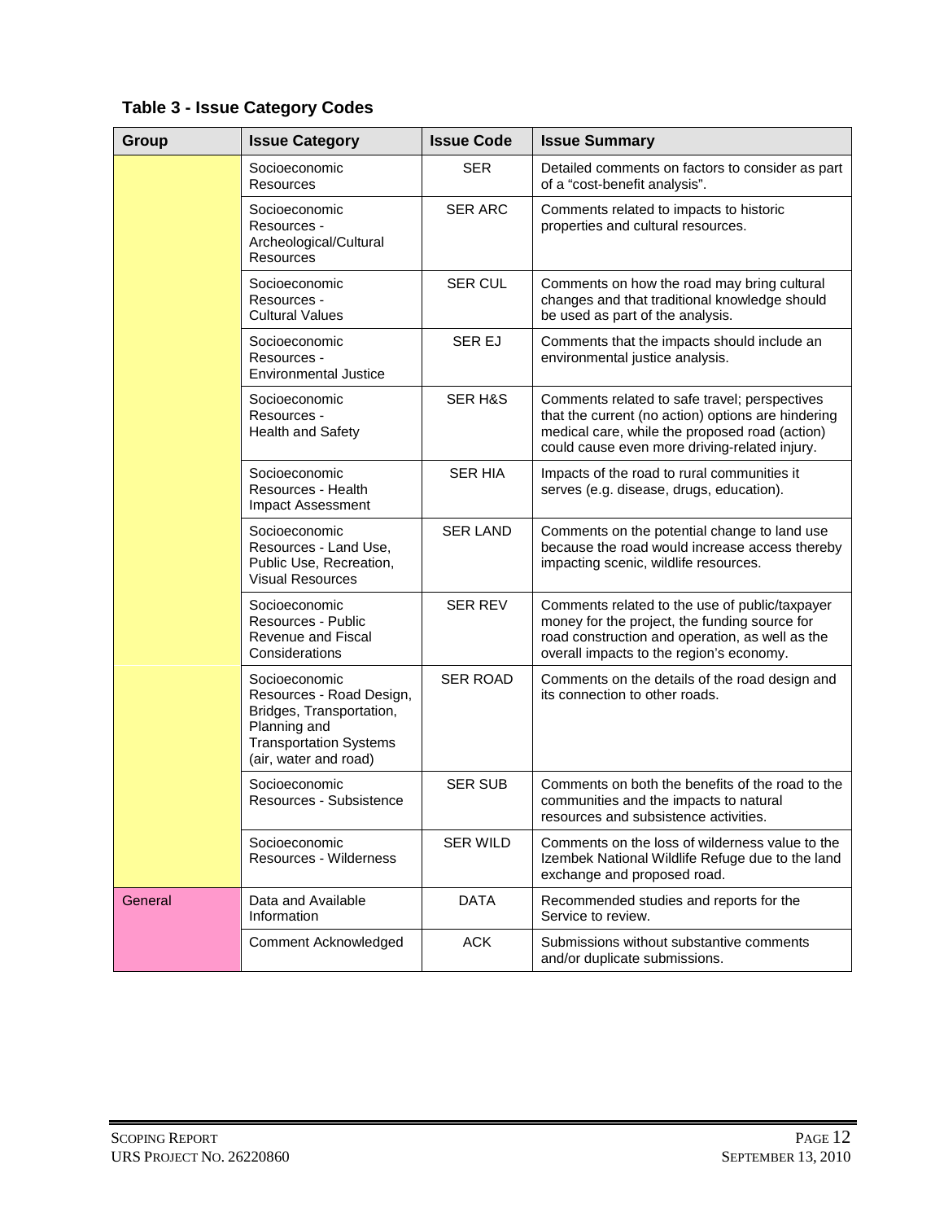**Table 3 - Issue Category Codes**

| Group | Issue Category | Issue Code | Issue Summary |
|---|---|---|---|
| | Socioeconomic Resources | SER | Detailed comments on factors to consider as part of a "cost-benefit analysis". |
| | Socioeconomic Resources - Archeological/Cultural Resources | SER ARC | Comments related to impacts to historic properties and cultural resources. |
| | Socioeconomic Resources - Cultural Values | SER CUL | Comments on how the road may bring cultural changes and that traditional knowledge should be used as part of the analysis. |
| | Socioeconomic Resources - Environmental Justice | SER EJ | Comments that the impacts should include an environmental justice analysis. |
| | Socioeconomic Resources - Health and Safety | SER H&S | Comments related to safe travel; perspectives that the current (no action) options are hindering medical care, while the proposed road (action) could cause even more driving-related injury. |
| | Socioeconomic Resources - Health Impact Assessment | SER HIA | Impacts of the road to rural communities it serves (e.g. disease, drugs, education). |
| | Socioeconomic Resources - Land Use, Public Use, Recreation, Visual Resources | SER LAND | Comments on the potential change to land use because the road would increase access thereby impacting scenic, wildlife resources. |
| | Socioeconomic Resources - Public Revenue and Fiscal Considerations | SER REV | Comments related to the use of public/taxpayer money for the project, the funding source for road construction and operation, as well as the overall impacts to the region's economy. |
| | Socioeconomic Resources - Road Design, Bridges, Transportation, Planning and Transportation Systems (air, water and road) | SER ROAD | Comments on the details of the road design and its connection to other roads. |
| | Socioeconomic Resources - Subsistence | SER SUB | Comments on both the benefits of the road to the communities and the impacts to natural resources and subsistence activities. |
| | Socioeconomic Resources - Wilderness | SER WILD | Comments on the loss of wilderness value to the Izembek National Wildlife Refuge due to the land exchange and proposed road. |
| General | Data and Available Information | DATA | Recommended studies and reports for the Service to review. |
| | Comment Acknowledged | ACK | Submissions without substantive comments and/or duplicate submissions. |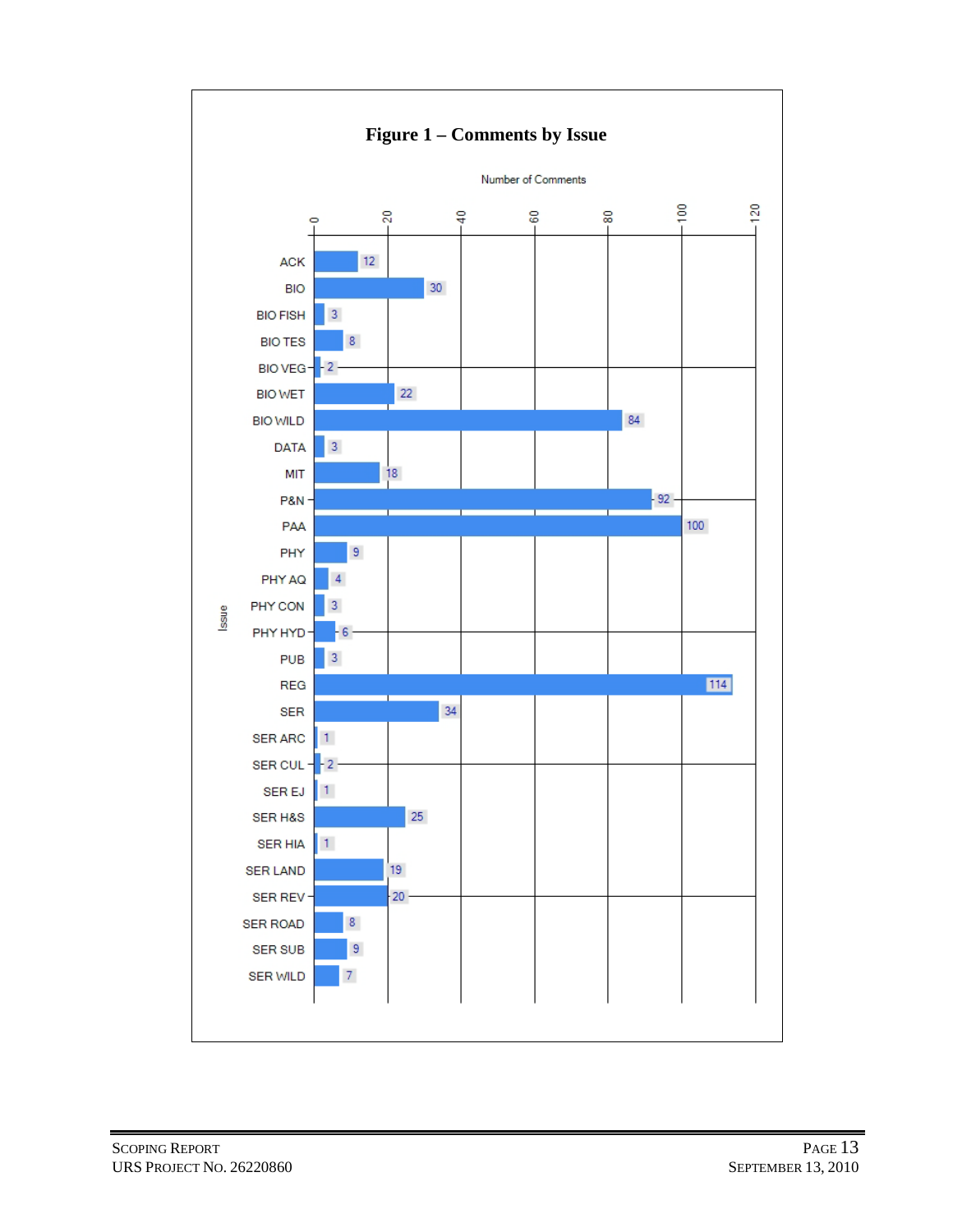# Figure 1 – Comments by Issue

| Issue | Number of Comments |
|---|---|
| ACK | 12 |
| BIO | 30 |
| BIO FISH | 3 |
| BIO TES | 8 |
| BIO VEG | 2 |
| BIO WET | 22 |
| BIO WILD | 84 |
| DATA | 3 |
| MIT | 18 |
| P&N | 92 |
| PAA | 100 |
| PHY | 9 |
| PHY AQ | 4 |
| PHY CON | 3 |
| PHY HYD | 6 |
| PUB | 3 |
| REG | 114 |
| SER | 34 |
| SER ARC | 1 |
| SER CUL | 2 |
| SER EJ | 1 |
| SER H&S | 25 |
| SER HIA | 1 |
| SER LAND | 19 |
| SER REV | 20 |
| SER ROAD | 8 |
| SER SUB | 9 |
| SER WILD | 7 |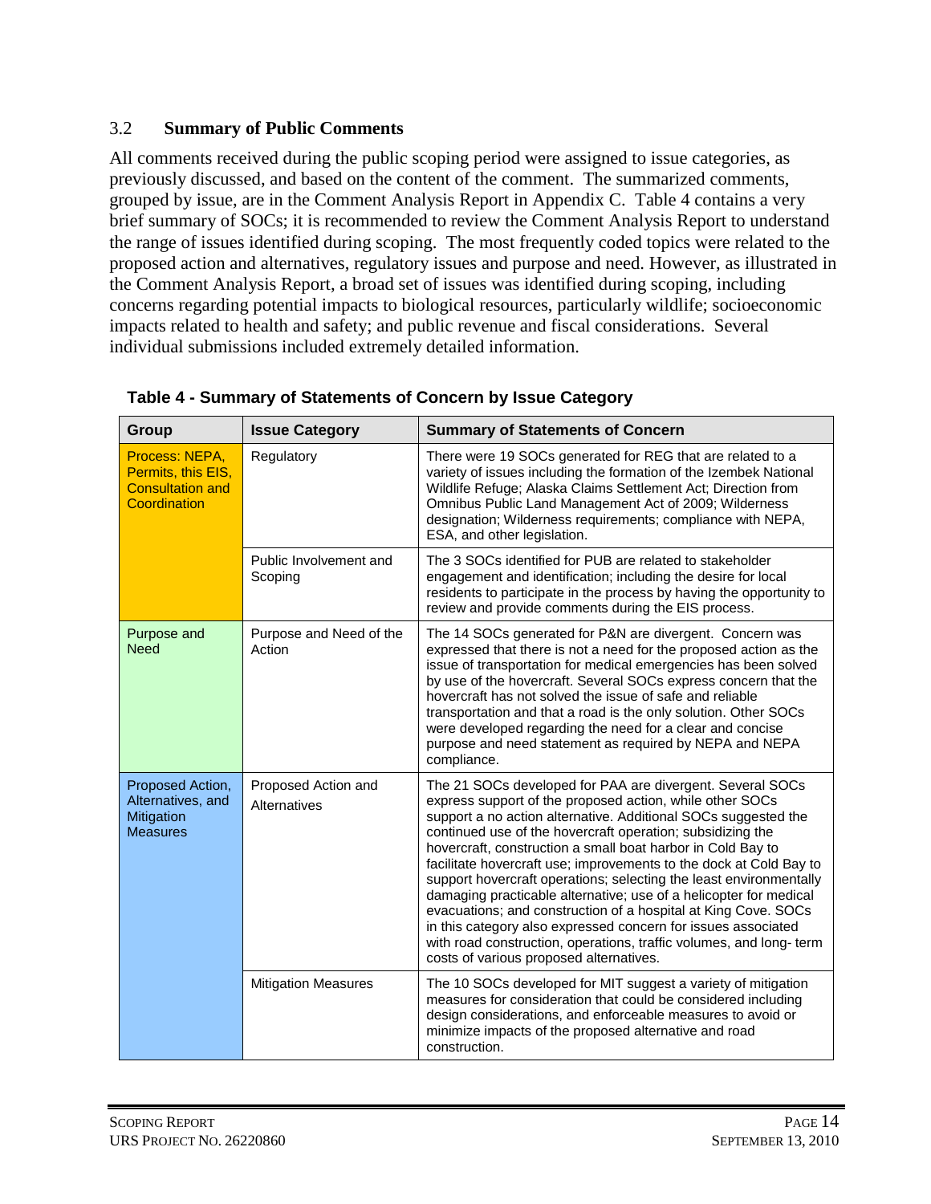### 3.2 Summary of Public Comments

All comments received during the public scoping period were assigned to issue categories, as previously discussed, and based on the content of the comment. The summarized comments, grouped by issue, are in the Comment Analysis Report in Appendix C. Table 4 contains a very brief summary of SOCs; it is recommended to review the Comment Analysis Report to understand the range of issues identified during scoping. The most frequently coded topics were related to the proposed action and alternatives, regulatory issues and purpose and need. However, as illustrated in the Comment Analysis Report, a broad set of issues was identified during scoping, including concerns regarding potential impacts to biological resources, particularly wildlife; socioeconomic impacts related to health and safety; and public revenue and fiscal considerations. Several individual submissions included extremely detailed information.

**Table 4 - Summary of Statements of Concern by Issue Category**

| Group | Issue Category | Summary of Statements of Concern |
|---|---|---|
| Process: NEPA, Permits, this EIS, Consultation and Coordination | Regulatory | There were 19 SOCs generated for REG that are related to a variety of issues including the formation of the Izembek National Wildlife Refuge; Alaska Claims Settlement Act; Direction from Omnibus Public Land Management Act of 2009; Wilderness designation; Wilderness requirements; compliance with NEPA, ESA, and other legislation. |
| | Public Involvement and Scoping | The 3 SOCs identified for PUB are related to stakeholder engagement and identification; including the desire for local residents to participate in the process by having the opportunity to review and provide comments during the EIS process. |
| Purpose and Need | Purpose and Need of the Action | The 14 SOCs generated for P&N are divergent. Concern was expressed that there is not a need for the proposed action as the issue of transportation for medical emergencies has been solved by use of the hovercraft. Several SOCs express concern that the hovercraft has not solved the issue of safe and reliable transportation and that a road is the only solution. Other SOCs were developed regarding the need for a clear and concise purpose and need statement as required by NEPA and NEPA compliance. |
| Proposed Action, Alternatives, and Mitigation Measures | Proposed Action and Alternatives | The 21 SOCs developed for PAA are divergent. Several SOCs express support of the proposed action, while other SOCs support a no action alternative. Additional SOCs suggested the continued use of the hovercraft operation; subsidizing the hovercraft, construction a small boat harbor in Cold Bay to facilitate hovercraft use; improvements to the dock at Cold Bay to support hovercraft operations; selecting the least environmentally damaging practicable alternative; use of a helicopter for medical evacuations; and construction of a hospital at King Cove. SOCs in this category also expressed concern for issues associated with road construction, operations, traffic volumes, and long- term costs of various proposed alternatives. |
| | Mitigation Measures | The 10 SOCs developed for MIT suggest a variety of mitigation measures for consideration that could be considered including design considerations, and enforceable measures to avoid or minimize impacts of the proposed alternative and road construction. |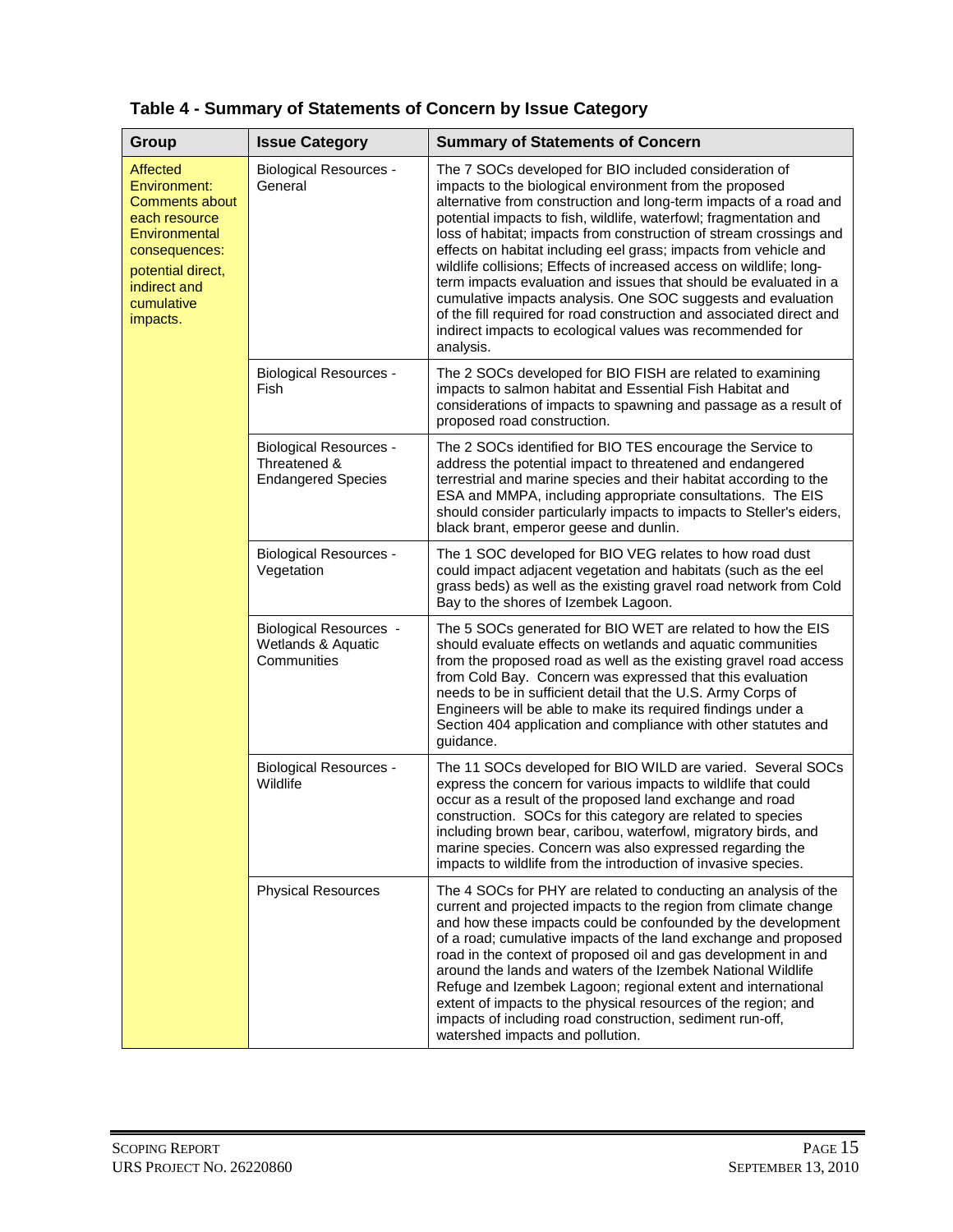**Table 4 - Summary of Statements of Concern by Issue Category**

| Group | Issue Category | Summary of Statements of Concern |
|---|---|---|
| Affected Environment: Comments about each resource Environmental consequences: potential direct, indirect and cumulative impacts. | Biological Resources - General | The 7 SOCs developed for BIO included consideration of impacts to the biological environment from the proposed alternative from construction and long-term impacts of a road and potential impacts to fish, wildlife, waterfowl; fragmentation and loss of habitat; impacts from construction of stream crossings and effects on habitat including eel grass; impacts from vehicle and wildlife collisions; Effects of increased access on wildlife; long-term impacts evaluation and issues that should be evaluated in a cumulative impacts analysis. One SOC suggests and evaluation of the fill required for road construction and associated direct and indirect impacts to ecological values was recommended for analysis. |
| | Biological Resources - Fish | The 2 SOCs developed for BIO FISH are related to examining impacts to salmon habitat and Essential Fish Habitat and considerations of impacts to spawning and passage as a result of proposed road construction. |
| | Biological Resources - Threatened & Endangered Species | The 2 SOCs identified for BIO TES encourage the Service to address the potential impact to threatened and endangered terrestrial and marine species and their habitat according to the ESA and MMPA, including appropriate consultations. The EIS should consider particularly impacts to impacts to Steller's eiders, black brant, emperor geese and dunlin. |
| | Biological Resources - Vegetation | The 1 SOC developed for BIO VEG relates to how road dust could impact adjacent vegetation and habitats (such as the eel grass beds) as well as the existing gravel road network from Cold Bay to the shores of Izembek Lagoon. |
| | Biological Resources - Wetlands & Aquatic Communities | The 5 SOCs generated for BIO WET are related to how the EIS should evaluate effects on wetlands and aquatic communities from the proposed road as well as the existing gravel road access from Cold Bay. Concern was expressed that this evaluation needs to be in sufficient detail that the U.S. Army Corps of Engineers will be able to make its required findings under a Section 404 application and compliance with other statutes and guidance. |
| | Biological Resources - Wildlife | The 11 SOCs developed for BIO WILD are varied. Several SOCs express the concern for various impacts to wildlife that could occur as a result of the proposed land exchange and road construction. SOCs for this category are related to species including brown bear, caribou, waterfowl, migratory birds, and marine species. Concern was also expressed regarding the impacts to wildlife from the introduction of invasive species. |
| | Physical Resources | The 4 SOCs for PHY are related to conducting an analysis of the current and projected impacts to the region from climate change and how these impacts could be confounded by the development of a road; cumulative impacts of the land exchange and proposed road in the context of proposed oil and gas development in and around the lands and waters of the Izembek National Wildlife Refuge and Izembek Lagoon; regional extent and international extent of impacts to the physical resources of the region; and impacts of including road construction, sediment run-off, watershed impacts and pollution. |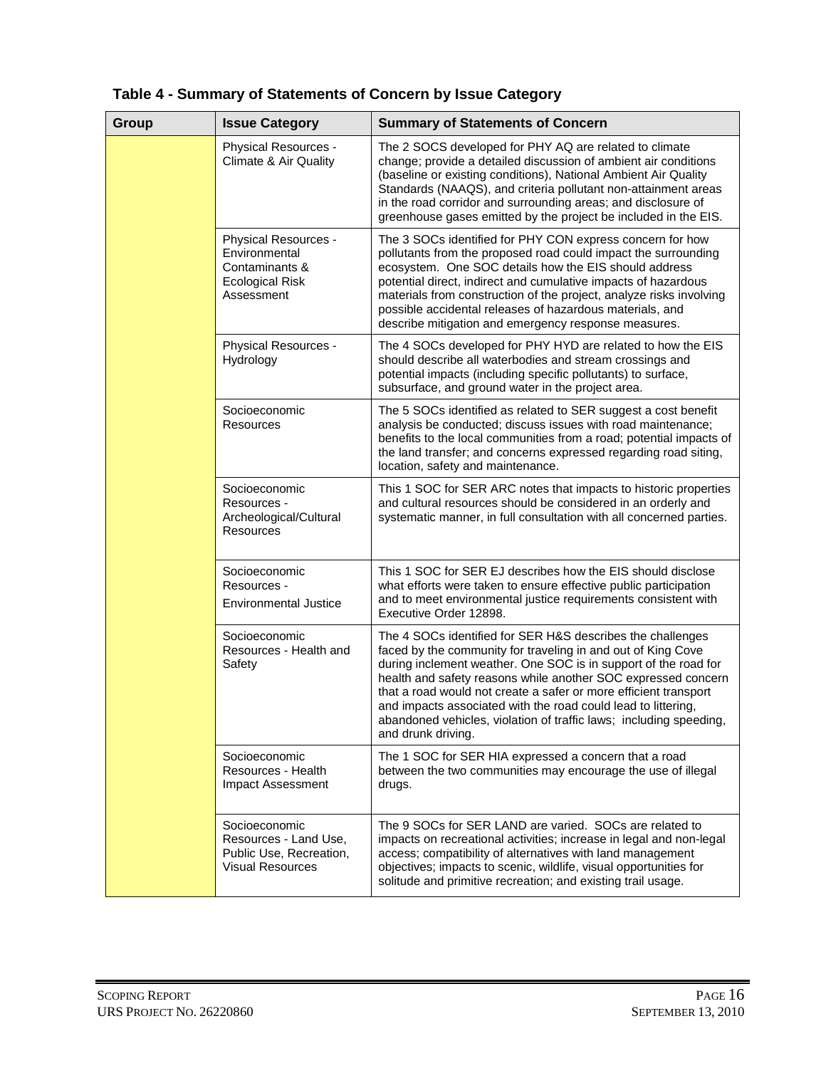**Table 4 - Summary of Statements of Concern by Issue Category**

| Group | Issue Category | Summary of Statements of Concern |
|---|---|---|
| | Physical Resources - Climate & Air Quality | The 2 SOCS developed for PHY AQ are related to climate change; provide a detailed discussion of ambient air conditions (baseline or existing conditions), National Ambient Air Quality Standards (NAAQS), and criteria pollutant non-attainment areas in the road corridor and surrounding areas; and disclosure of greenhouse gases emitted by the project be included in the EIS. |
| | Physical Resources - Environmental Contaminants & Ecological Risk Assessment | The 3 SOCs identified for PHY CON express concern for how pollutants from the proposed road could impact the surrounding ecosystem. One SOC details how the EIS should address potential direct, indirect and cumulative impacts of hazardous materials from construction of the project, analyze risks involving possible accidental releases of hazardous materials, and describe mitigation and emergency response measures. |
| | Physical Resources - Hydrology | The 4 SOCs developed for PHY HYD are related to how the EIS should describe all waterbodies and stream crossings and potential impacts (including specific pollutants) to surface, subsurface, and ground water in the project area. |
| | Socioeconomic Resources | The 5 SOCs identified as related to SER suggest a cost benefit analysis be conducted; discuss issues with road maintenance; benefits to the local communities from a road; potential impacts of the land transfer; and concerns expressed regarding road siting, location, safety and maintenance. |
| | Socioeconomic Resources - Archeological/Cultural Resources | This 1 SOC for SER ARC notes that impacts to historic properties and cultural resources should be considered in an orderly and systematic manner, in full consultation with all concerned parties. |
| | Socioeconomic Resources - Environmental Justice | This 1 SOC for SER EJ describes how the EIS should disclose what efforts were taken to ensure effective public participation and to meet environmental justice requirements consistent with Executive Order 12898. |
| | Socioeconomic Resources - Health and Safety | The 4 SOCs identified for SER H&S describes the challenges faced by the community for traveling in and out of King Cove during inclement weather. One SOC is in support of the road for health and safety reasons while another SOC expressed concern that a road would not create a safer or more efficient transport and impacts associated with the road could lead to littering, abandoned vehicles, violation of traffic laws; including speeding, and drunk driving. |
| | Socioeconomic Resources - Health Impact Assessment | The 1 SOC for SER HIA expressed a concern that a road between the two communities may encourage the use of illegal drugs. |
| | Socioeconomic Resources - Land Use, Public Use, Recreation, Visual Resources | The 9 SOCs for SER LAND are varied. SOCs are related to impacts on recreational activities; increase in legal and non-legal access; compatibility of alternatives with land management objectives; impacts to scenic, wildlife, visual opportunities for solitude and primitive recreation; and existing trail usage. |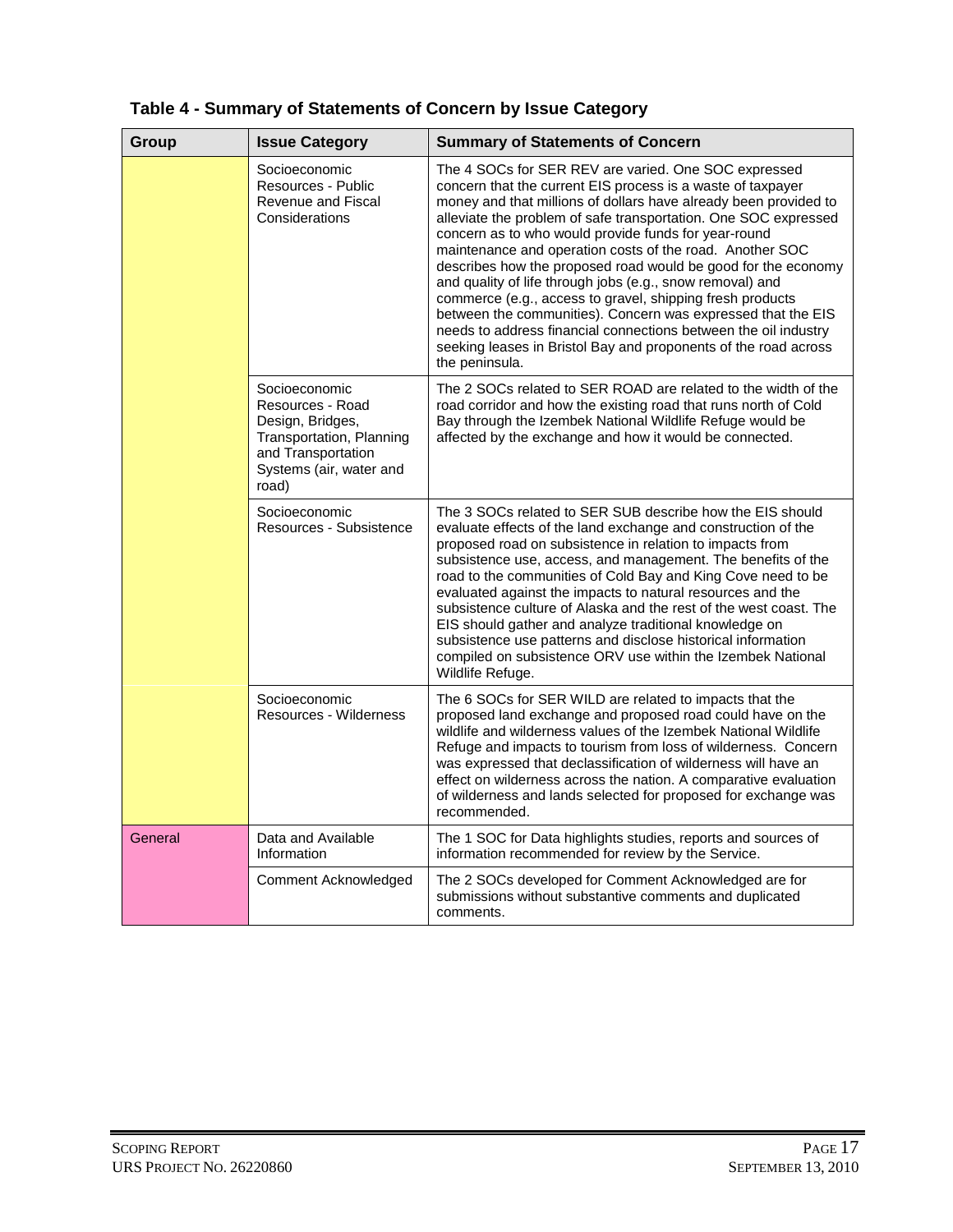**Table 4 - Summary of Statements of Concern by Issue Category**

| Group | Issue Category | Summary of Statements of Concern |
| --- | --- | --- |
| | Socioeconomic Resources - Public Revenue and Fiscal Considerations | The 4 SOCs for SER REV are varied. One SOC expressed concern that the current EIS process is a waste of taxpayer money and that millions of dollars have already been provided to alleviate the problem of safe transportation. One SOC expressed concern as to who would provide funds for year-round maintenance and operation costs of the road. Another SOC describes how the proposed road would be good for the economy and quality of life through jobs (e.g., snow removal) and commerce (e.g., access to gravel, shipping fresh products between the communities). Concern was expressed that the EIS needs to address financial connections between the oil industry seeking leases in Bristol Bay and proponents of the road across the peninsula. |
| | Socioeconomic Resources - Road Design, Bridges, Transportation, Planning and Transportation Systems (air, water and road) | The 2 SOCs related to SER ROAD are related to the width of the road corridor and how the existing road that runs north of Cold Bay through the Izembek National Wildlife Refuge would be affected by the exchange and how it would be connected. |
| | Socioeconomic Resources - Subsistence | The 3 SOCs related to SER SUB describe how the EIS should evaluate effects of the land exchange and construction of the proposed road on subsistence in relation to impacts from subsistence use, access, and management. The benefits of the road to the communities of Cold Bay and King Cove need to be evaluated against the impacts to natural resources and the subsistence culture of Alaska and the rest of the west coast. The EIS should gather and analyze traditional knowledge on subsistence use patterns and disclose historical information compiled on subsistence ORV use within the Izembek National Wildlife Refuge. |
| | Socioeconomic Resources - Wilderness | The 6 SOCs for SER WILD are related to impacts that the proposed land exchange and proposed road could have on the wildlife and wilderness values of the Izembek National Wildlife Refuge and impacts to tourism from loss of wilderness. Concern was expressed that declassification of wilderness will have an effect on wilderness across the nation. A comparative evaluation of wilderness and lands selected for proposed for exchange was recommended. |
| General | Data and Available Information | The 1 SOC for Data highlights studies, reports and sources of information recommended for review by the Service. |
| | Comment Acknowledged | The 2 SOCs developed for Comment Acknowledged are for submissions without substantive comments and duplicated comments. |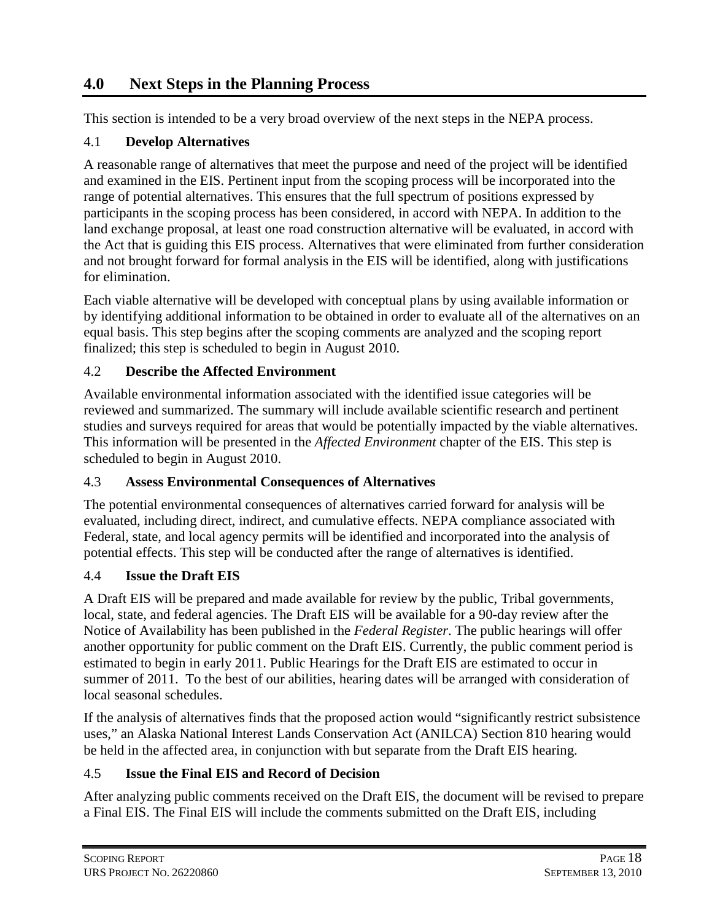# 4.0 Next Steps in the Planning Process

This section is intended to be a very broad overview of the next steps in the NEPA process.

## 4.1 **Develop Alternatives**

A reasonable range of alternatives that meet the purpose and need of the project will be identified and examined in the EIS. Pertinent input from the scoping process will be incorporated into the range of potential alternatives. This ensures that the full spectrum of positions expressed by participants in the scoping process has been considered, in accord with NEPA. In addition to the land exchange proposal, at least one road construction alternative will be evaluated, in accord with the Act that is guiding this EIS process. Alternatives that were eliminated from further consideration and not brought forward for formal analysis in the EIS will be identified, along with justifications for elimination.

Each viable alternative will be developed with conceptual plans by using available information or by identifying additional information to be obtained in order to evaluate all of the alternatives on an equal basis. This step begins after the scoping comments are analyzed and the scoping report finalized; this step is scheduled to begin in August 2010.

## 4.2 **Describe the Affected Environment**

Available environmental information associated with the identified issue categories will be reviewed and summarized. The summary will include available scientific research and pertinent studies and surveys required for areas that would be potentially impacted by the viable alternatives. This information will be presented in the *Affected Environment* chapter of the EIS. This step is scheduled to begin in August 2010.

## 4.3 **Assess Environmental Consequences of Alternatives**

The potential environmental consequences of alternatives carried forward for analysis will be evaluated, including direct, indirect, and cumulative effects. NEPA compliance associated with Federal, state, and local agency permits will be identified and incorporated into the analysis of potential effects. This step will be conducted after the range of alternatives is identified.

## 4.4 **Issue the Draft EIS**

A Draft EIS will be prepared and made available for review by the public, Tribal governments, local, state, and federal agencies. The Draft EIS will be available for a 90-day review after the Notice of Availability has been published in the *Federal Register*. The public hearings will offer another opportunity for public comment on the Draft EIS. Currently, the public comment period is estimated to begin in early 2011. Public Hearings for the Draft EIS are estimated to occur in summer of 2011. To the best of our abilities, hearing dates will be arranged with consideration of local seasonal schedules.

If the analysis of alternatives finds that the proposed action would "significantly restrict subsistence uses," an Alaska National Interest Lands Conservation Act (ANILCA) Section 810 hearing would be held in the affected area, in conjunction with but separate from the Draft EIS hearing.

## 4.5 **Issue the Final EIS and Record of Decision**

After analyzing public comments received on the Draft EIS, the document will be revised to prepare a Final EIS. The Final EIS will include the comments submitted on the Draft EIS, including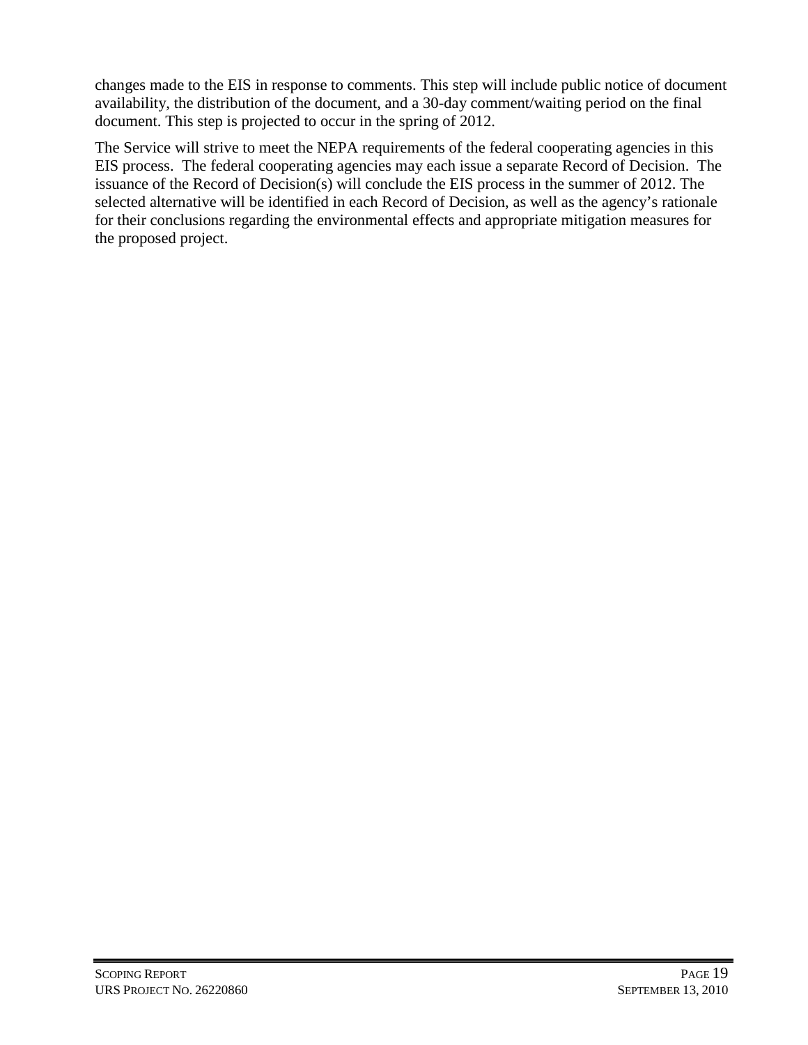changes made to the EIS in response to comments. This step will include public notice of document availability, the distribution of the document, and a 30-day comment/waiting period on the final document. This step is projected to occur in the spring of 2012.

The Service will strive to meet the NEPA requirements of the federal cooperating agencies in this EIS process. The federal cooperating agencies may each issue a separate Record of Decision. The issuance of the Record of Decision(s) will conclude the EIS process in the summer of 2012. The selected alternative will be identified in each Record of Decision, as well as the agency's rationale for their conclusions regarding the environmental effects and appropriate mitigation measures for the proposed project.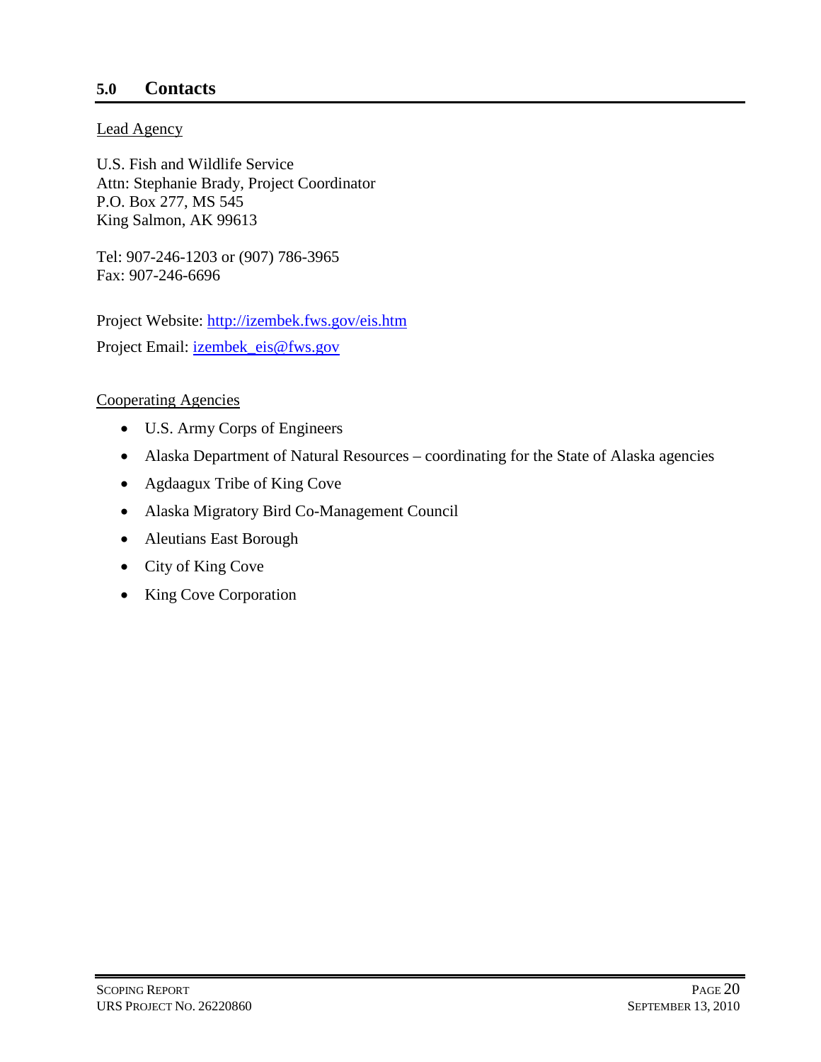## 5.0 Contacts

Lead Agency

U.S. Fish and Wildlife Service
Attn: Stephanie Brady, Project Coordinator
P.O. Box 277, MS 545
King Salmon, AK 99613

Tel: 907-246-1203 or (907) 786-3965
Fax: 907-246-6696

Project Website: http://izembek.fws.gov/eis.htm

Project Email: izembek_eis@fws.gov

Cooperating Agencies

- U.S. Army Corps of Engineers
- Alaska Department of Natural Resources – coordinating for the State of Alaska agencies
- Agdaagux Tribe of King Cove
- Alaska Migratory Bird Co-Management Council
- Aleutians East Borough
- City of King Cove
- King Cove Corporation